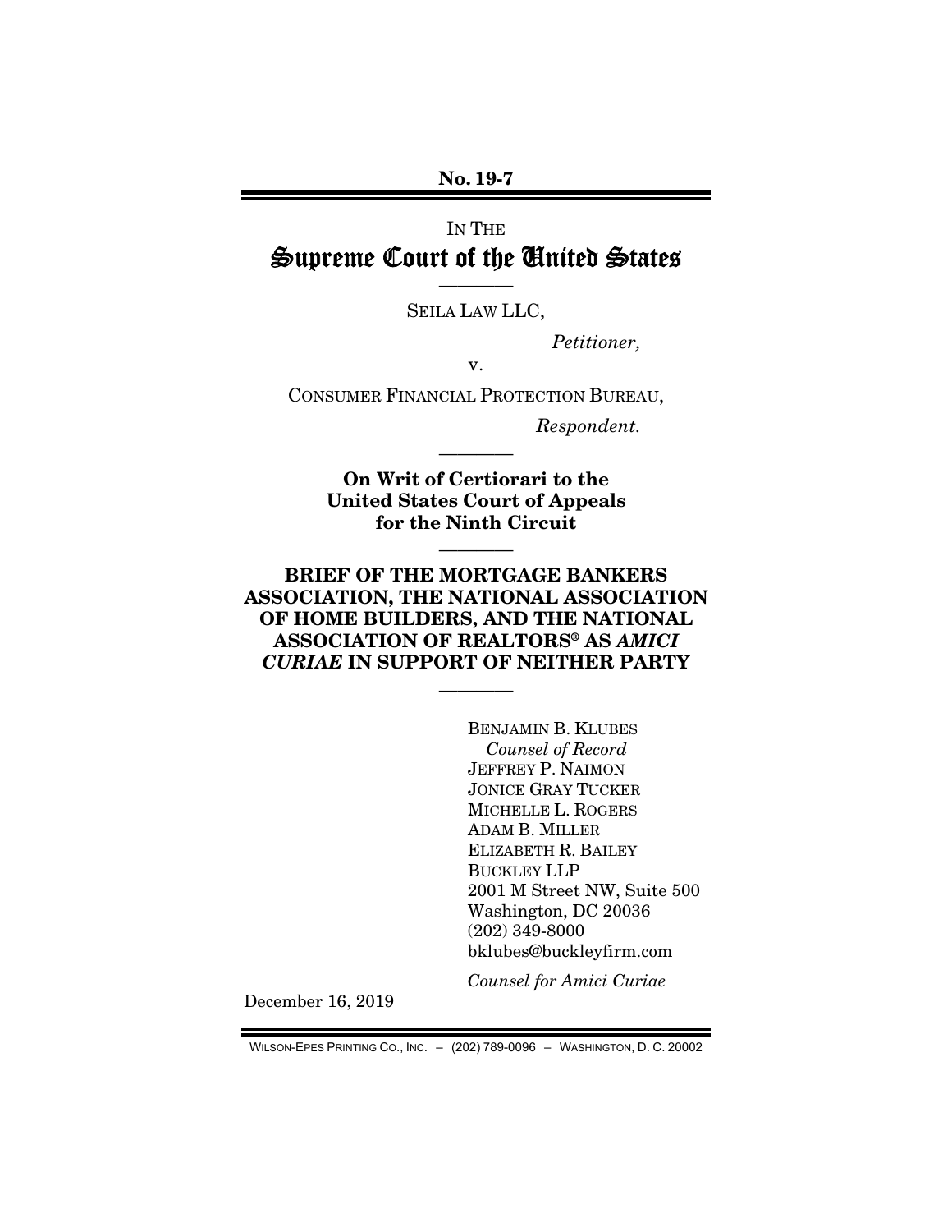No. 19-7

IN THE

# Supreme Court of the United States

SEILA LAW LLC,

*Petitioner,*

v.

CONSUMER FINANCIAL PROTECTION BUREAU,

*Respondent.*

**On Writ of Certiorari to the United States Court of Appeals for the Ninth Circuit**

**BRIEF OF THE MORTGAGE BANKERS ASSOCIATION, THE NATIONAL ASSOCIATION OF HOME BUILDERS, AND THE NATIONAL ASSOCIATION OF REALTORS® AS *AMICI CURIAE* IN SUPPORT OF NEITHER PARTY**

BENJAMIN B. KLUBES
*Counsel of Record*
JEFFREY P. NAIMON
JONICE GRAY TUCKER
MICHELLE L. ROGERS
ADAM B. MILLER
ELIZABETH R. BAILEY
BUCKLEY LLP
2001 M Street NW, Suite 500
Washington, DC 20036
(202) 349-8000
bklubes@buckleyfirm.com

*Counsel for Amici Curiae*

December 16, 2019

WILSON-EPES PRINTING CO., INC. – (202) 789-0096 – WASHINGTON, D. C. 20002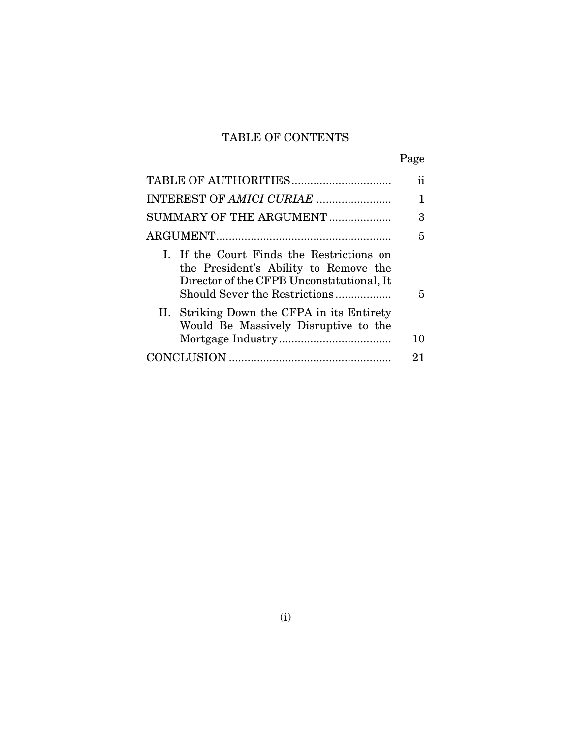# TABLE OF CONTENTS

| | Page |
|---|---|
| TABLE OF AUTHORITIES | ii |
| INTEREST OF *AMICI CURIAE* | 1 |
| SUMMARY OF THE ARGUMENT | 3 |
| ARGUMENT | 5 |
| I. If the Court Finds the Restrictions on the President's Ability to Remove the Director of the CFPB Unconstitutional, It Should Sever the Restrictions | 5 |
| II. Striking Down the CFPA in its Entirety Would Be Massively Disruptive to the Mortgage Industry | 10 |
| CONCLUSION | 21 |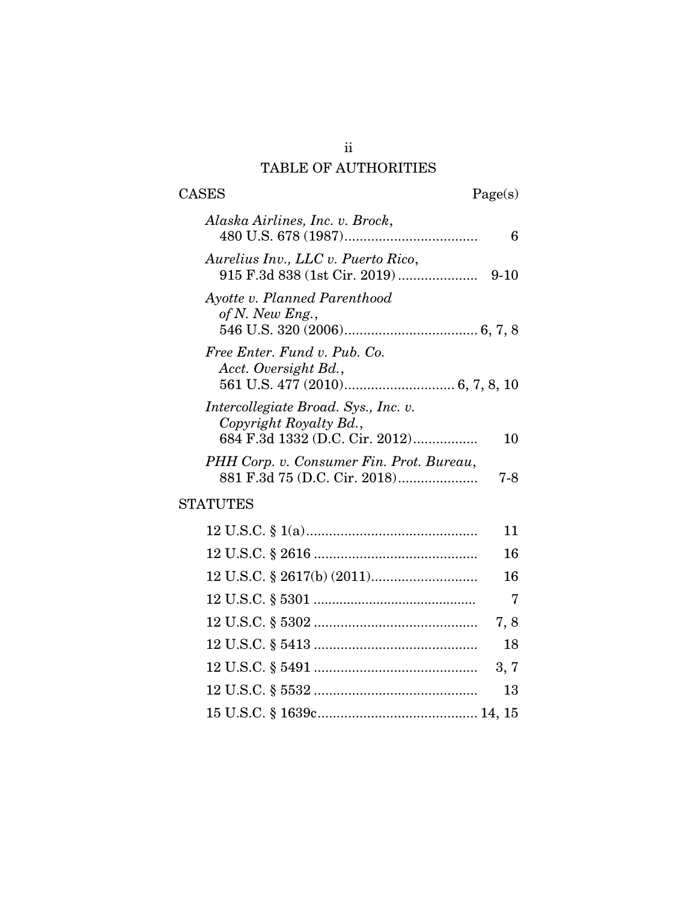# TABLE OF AUTHORITIES

## CASES

| | Page(s) |
|---|---|
| *Alaska Airlines, Inc. v. Brock*, 480 U.S. 678 (1987) | 6 |
| *Aurelius Inv., LLC v. Puerto Rico*, 915 F.3d 838 (1st Cir. 2019) | 9-10 |
| *Ayotte v. Planned Parenthood of N. New Eng.*, 546 U.S. 320 (2006) | 6, 7, 8 |
| *Free Enter. Fund v. Pub. Co. Acct. Oversight Bd.*, 561 U.S. 477 (2010) | 6, 7, 8, 10 |
| *Intercollegiate Broad. Sys., Inc. v. Copyright Royalty Bd.*, 684 F.3d 1332 (D.C. Cir. 2012) | 10 |
| *PHH Corp. v. Consumer Fin. Prot. Bureau*, 881 F.3d 75 (D.C. Cir. 2018) | 7-8 |

## STATUTES

| | |
|---|---|
| 12 U.S.C. § 1(a) | 11 |
| 12 U.S.C. § 2616 | 16 |
| 12 U.S.C. § 2617(b) (2011) | 16 |
| 12 U.S.C. § 5301 | 7 |
| 12 U.S.C. § 5302 | 7, 8 |
| 12 U.S.C. § 5413 | 18 |
| 12 U.S.C. § 5491 | 3, 7 |
| 12 U.S.C. § 5532 | 13 |
| 15 U.S.C. § 1639c | 14, 15 |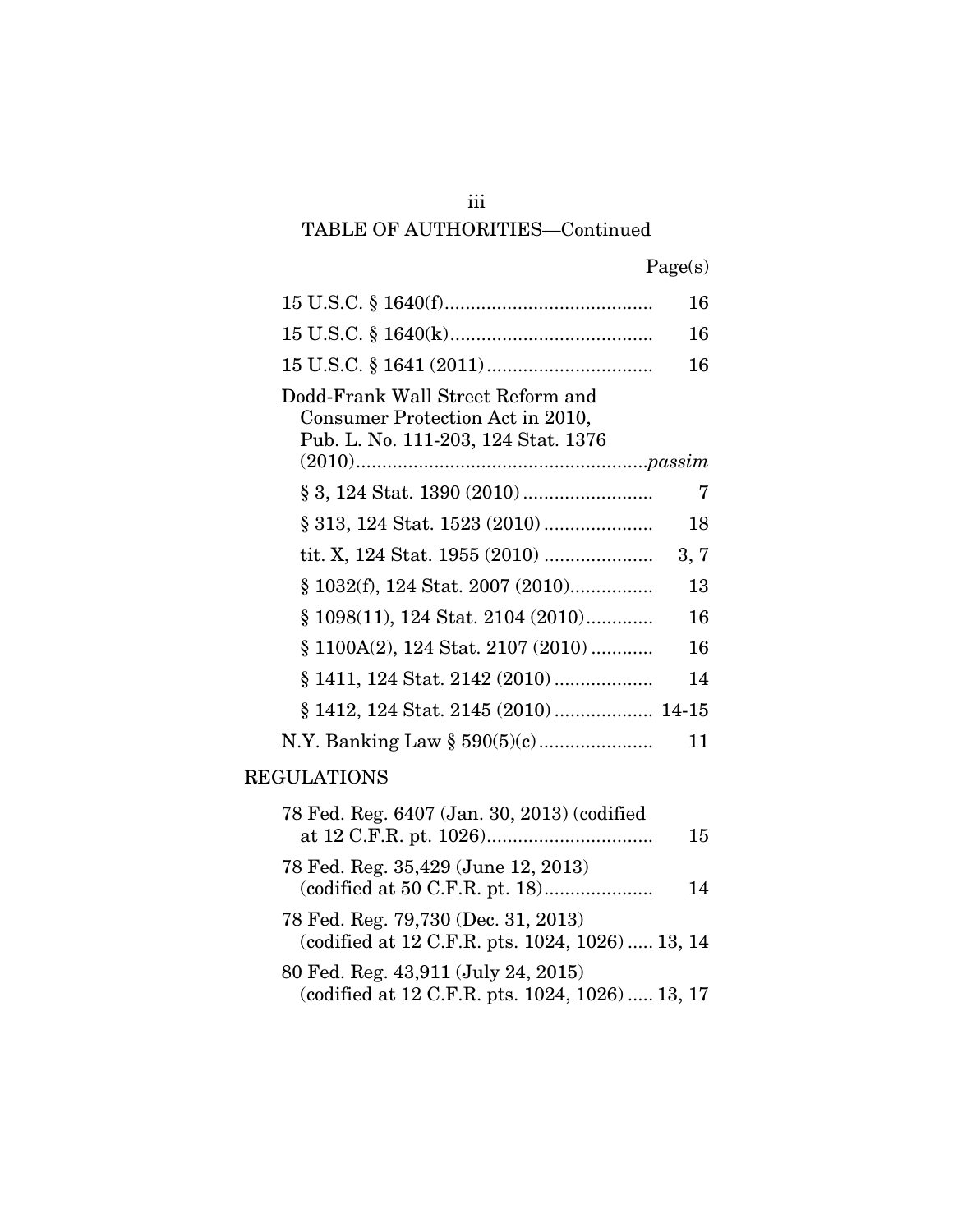TABLE OF AUTHORITIES—Continued

| | Page(s) |
|---|---|
| 15 U.S.C. § 1640(f) | 16 |
| 15 U.S.C. § 1640(k) | 16 |
| 15 U.S.C. § 1641 (2011) | 16 |
| Dodd-Frank Wall Street Reform and Consumer Protection Act in 2010, Pub. L. No. 111-203, 124 Stat. 1376 (2010) | *passim* |
| § 3, 124 Stat. 1390 (2010) | 7 |
| § 313, 124 Stat. 1523 (2010) | 18 |
| tit. X, 124 Stat. 1955 (2010) | 3, 7 |
| § 1032(f), 124 Stat. 2007 (2010) | 13 |
| § 1098(11), 124 Stat. 2104 (2010) | 16 |
| § 1100A(2), 124 Stat. 2107 (2010) | 16 |
| § 1411, 124 Stat. 2142 (2010) | 14 |
| § 1412, 124 Stat. 2145 (2010) | 14-15 |
| N.Y. Banking Law § 590(5)(c) | 11 |

REGULATIONS

| | |
|---|---|
| 78 Fed. Reg. 6407 (Jan. 30, 2013) (codified at 12 C.F.R. pt. 1026) | 15 |
| 78 Fed. Reg. 35,429 (June 12, 2013) (codified at 50 C.F.R. pt. 18) | 14 |
| 78 Fed. Reg. 79,730 (Dec. 31, 2013) (codified at 12 C.F.R. pts. 1024, 1026) | 13, 14 |
| 80 Fed. Reg. 43,911 (July 24, 2015) (codified at 12 C.F.R. pts. 1024, 1026) | 13, 17 |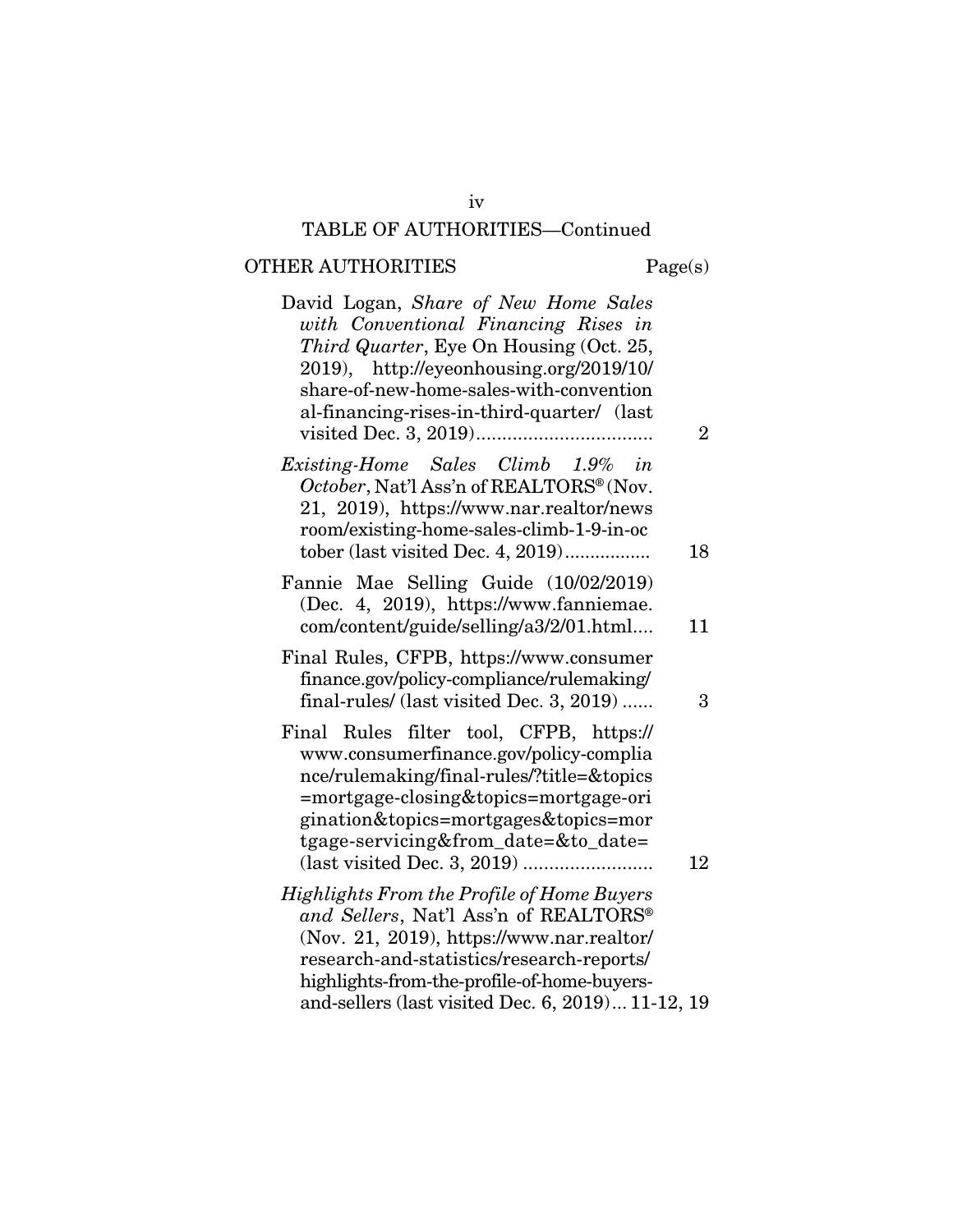## TABLE OF AUTHORITIES—Continued

### OTHER AUTHORITIES

Page(s)

David Logan, *Share of New Home Sales with Conventional Financing Rises in Third Quarter*, Eye On Housing (Oct. 25, 2019), http://eyeonhousing.org/2019/10/share-of-new-home-sales-with-conventional-financing-rises-in-third-quarter/ (last visited Dec. 3, 2019).................................. 2

*Existing-Home Sales Climb 1.9% in October*, Nat'l Ass'n of REALTORS® (Nov. 21, 2019), https://www.nar.realtor/newsroom/existing-home-sales-climb-1-9-in-october (last visited Dec. 4, 2019)................ 18

Fannie Mae Selling Guide (10/02/2019) (Dec. 4, 2019), https://www.fanniemae.com/content/guide/selling/a3/2/01.html.... 11

Final Rules, CFPB, https://www.consumerfinance.gov/policy-compliance/rulemaking/final-rules/ (last visited Dec. 3, 2019) ...... 3

Final Rules filter tool, CFPB, https://www.consumerfinance.gov/policy-compliance/rulemaking/final-rules/?title=&topics=mortgage-closing&topics=mortgage-origination&topics=mortgages&topics=mortgage-servicing&from_date=&to_date= (last visited Dec. 3, 2019) ......................... 12

*Highlights From the Profile of Home Buyers and Sellers*, Nat'l Ass'n of REALTORS® (Nov. 21, 2019), https://www.nar.realtor/research-and-statistics/research-reports/highlights-from-the-profile-of-home-buyers-and-sellers (last visited Dec. 6, 2019)... 11-12, 19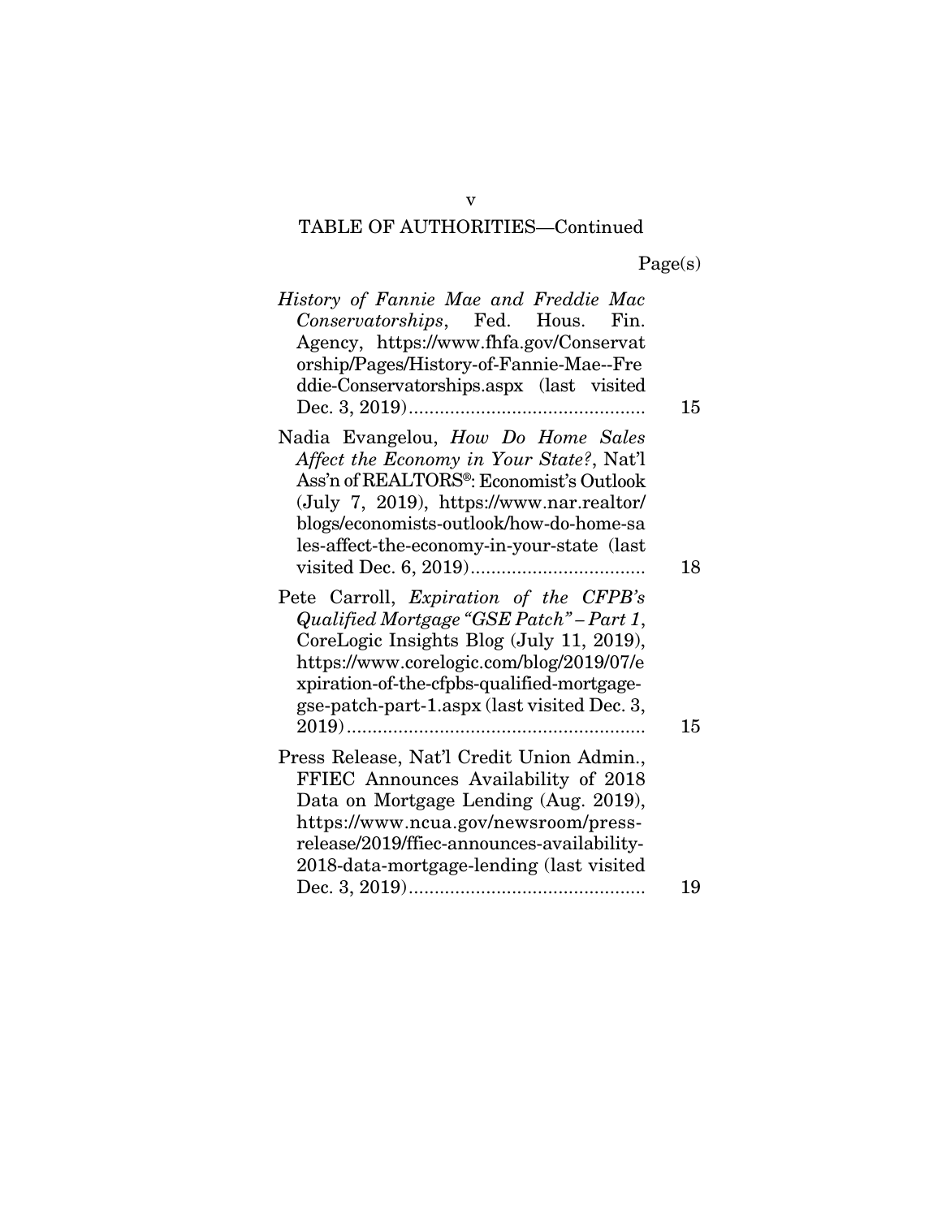## TABLE OF AUTHORITIES—Continued

Page(s)

*History of Fannie Mae and Freddie Mac Conservatorships*, Fed. Hous. Fin. Agency, https://www.fhfa.gov/Conservatorship/Pages/History-of-Fannie-Mae--Freddie-Conservatorships.aspx (last visited Dec. 3, 2019) .......... 15

Nadia Evangelou, *How Do Home Sales Affect the Economy in Your State?*, Nat'l Ass'n of REALTORS®: Economist's Outlook (July 7, 2019), https://www.nar.realtor/blogs/economists-outlook/how-do-home-sales-affect-the-economy-in-your-state (last visited Dec. 6, 2019) .......... 18

Pete Carroll, *Expiration of the CFPB's Qualified Mortgage "GSE Patch" – Part 1*, CoreLogic Insights Blog (July 11, 2019), https://www.corelogic.com/blog/2019/07/expiration-of-the-cfpbs-qualified-mortgage-gse-patch-part-1.aspx (last visited Dec. 3, 2019) .......... 15

Press Release, Nat'l Credit Union Admin., FFIEC Announces Availability of 2018 Data on Mortgage Lending (Aug. 2019), https://www.ncua.gov/newsroom/press-release/2019/ffiec-announces-availability-2018-data-mortgage-lending (last visited Dec. 3, 2019) .......... 19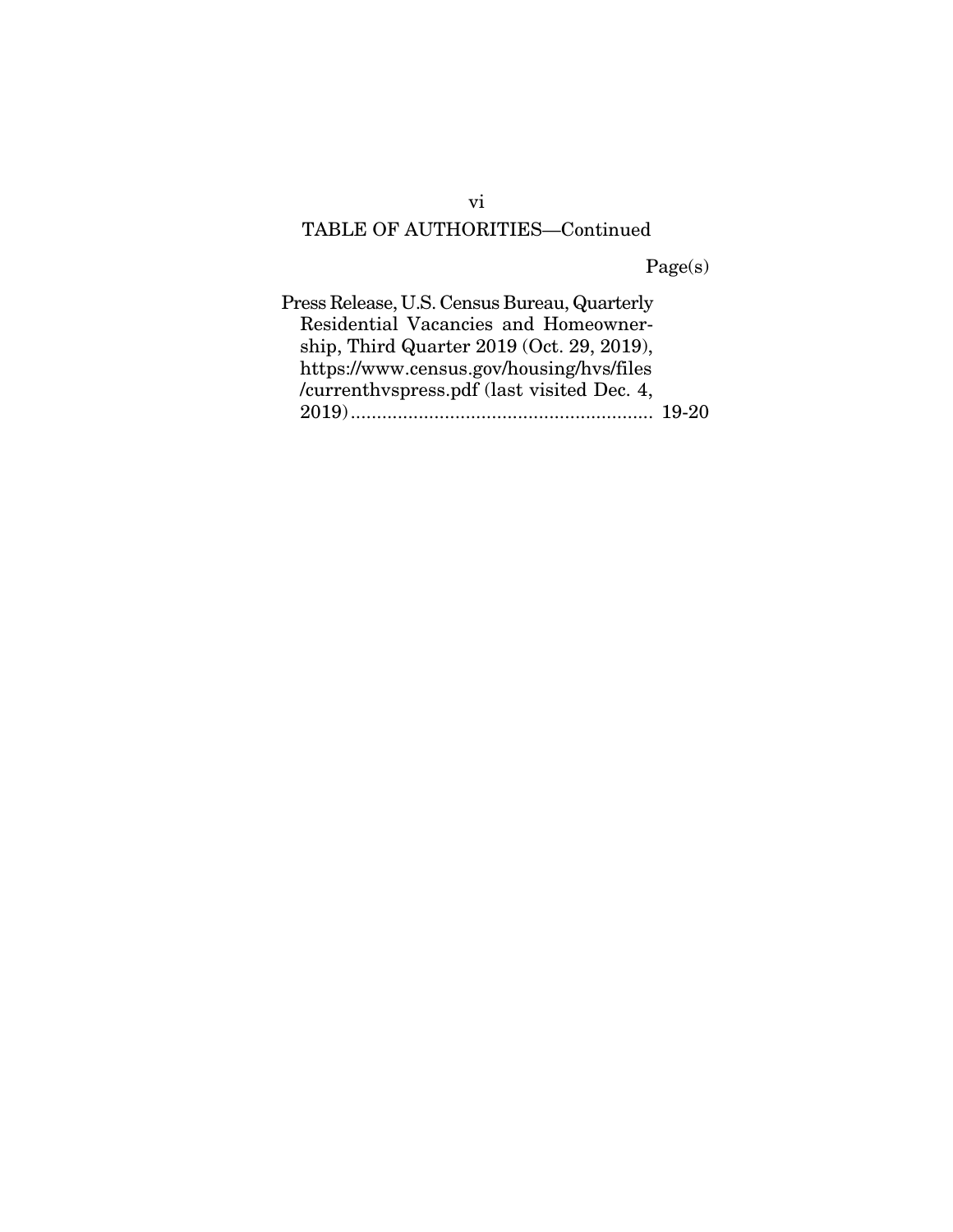TABLE OF AUTHORITIES—Continued

Page(s)

Press Release, U.S. Census Bureau, Quarterly Residential Vacancies and Homeownership, Third Quarter 2019 (Oct. 29, 2019), https://www.census.gov/housing/hvs/files/currenthvspress.pdf (last visited Dec. 4, 2019) .......................................................... 19-20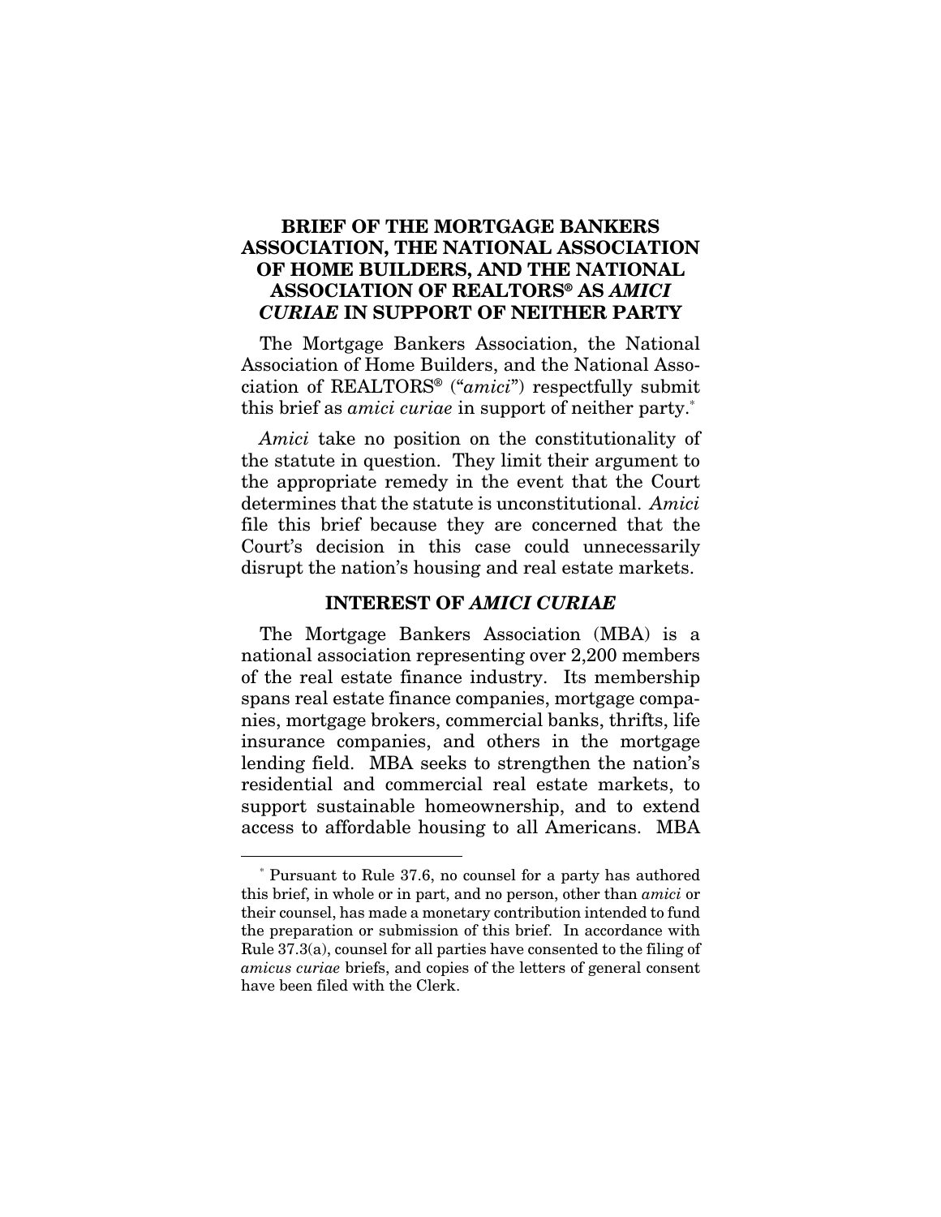## BRIEF OF THE MORTGAGE BANKERS ASSOCIATION, THE NATIONAL ASSOCIATION OF HOME BUILDERS, AND THE NATIONAL ASSOCIATION OF REALTORS® AS *AMICI CURIAE* IN SUPPORT OF NEITHER PARTY

The Mortgage Bankers Association, the National Association of Home Builders, and the National Association of REALTORS® ("*amici*") respectfully submit this brief as *amici curiae* in support of neither party.*

*Amici* take no position on the constitutionality of the statute in question. They limit their argument to the appropriate remedy in the event that the Court determines that the statute is unconstitutional. *Amici* file this brief because they are concerned that the Court's decision in this case could unnecessarily disrupt the nation's housing and real estate markets.

### INTEREST OF *AMICI CURIAE*

The Mortgage Bankers Association (MBA) is a national association representing over 2,200 members of the real estate finance industry. Its membership spans real estate finance companies, mortgage companies, mortgage brokers, commercial banks, thrifts, life insurance companies, and others in the mortgage lending field. MBA seeks to strengthen the nation's residential and commercial real estate markets, to support sustainable homeownership, and to extend access to affordable housing to all Americans. MBA

---

\* Pursuant to Rule 37.6, no counsel for a party has authored this brief, in whole or in part, and no person, other than *amici* or their counsel, has made a monetary contribution intended to fund the preparation or submission of this brief. In accordance with Rule 37.3(a), counsel for all parties have consented to the filing of *amicus curiae* briefs, and copies of the letters of general consent have been filed with the Clerk.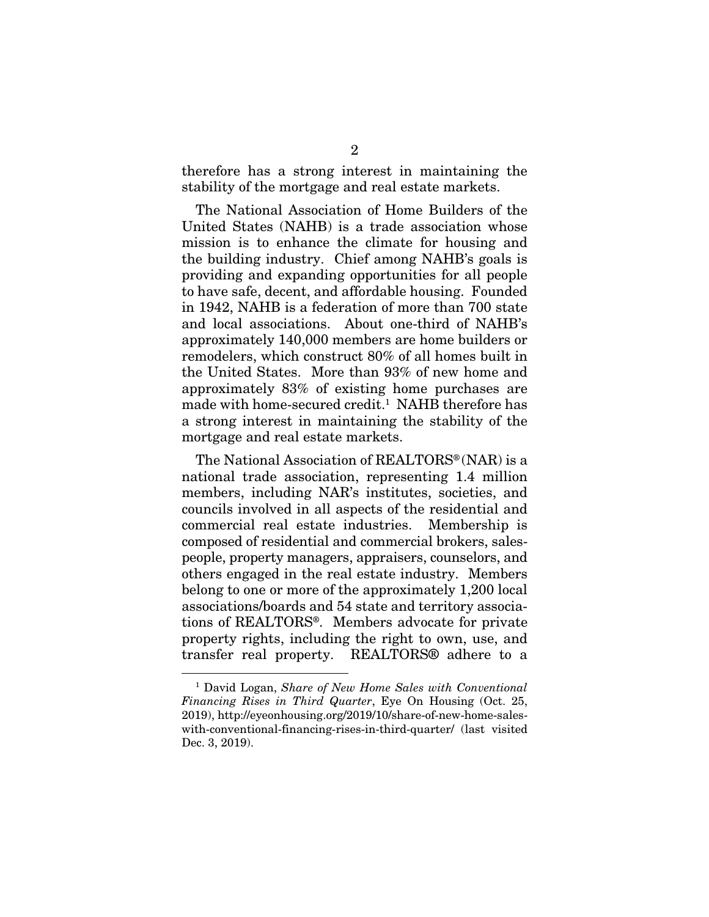therefore has a strong interest in maintaining the stability of the mortgage and real estate markets.

The National Association of Home Builders of the United States (NAHB) is a trade association whose mission is to enhance the climate for housing and the building industry. Chief among NAHB's goals is providing and expanding opportunities for all people to have safe, decent, and affordable housing. Founded in 1942, NAHB is a federation of more than 700 state and local associations. About one-third of NAHB's approximately 140,000 members are home builders or remodelers, which construct 80% of all homes built in the United States. More than 93% of new home and approximately 83% of existing home purchases are made with home-secured credit.[1] NAHB therefore has a strong interest in maintaining the stability of the mortgage and real estate markets.

The National Association of REALTORS® (NAR) is a national trade association, representing 1.4 million members, including NAR's institutes, societies, and councils involved in all aspects of the residential and commercial real estate industries. Membership is composed of residential and commercial brokers, salespeople, property managers, appraisers, counselors, and others engaged in the real estate industry. Members belong to one or more of the approximately 1,200 local associations/boards and 54 state and territory associations of REALTORS®. Members advocate for private property rights, including the right to own, use, and transfer real property. REALTORS® adhere to a

[1] David Logan, *Share of New Home Sales with Conventional Financing Rises in Third Quarter*, Eye On Housing (Oct. 25, 2019), http://eyeonhousing.org/2019/10/share-of-new-home-sales-with-conventional-financing-rises-in-third-quarter/ (last visited Dec. 3, 2019).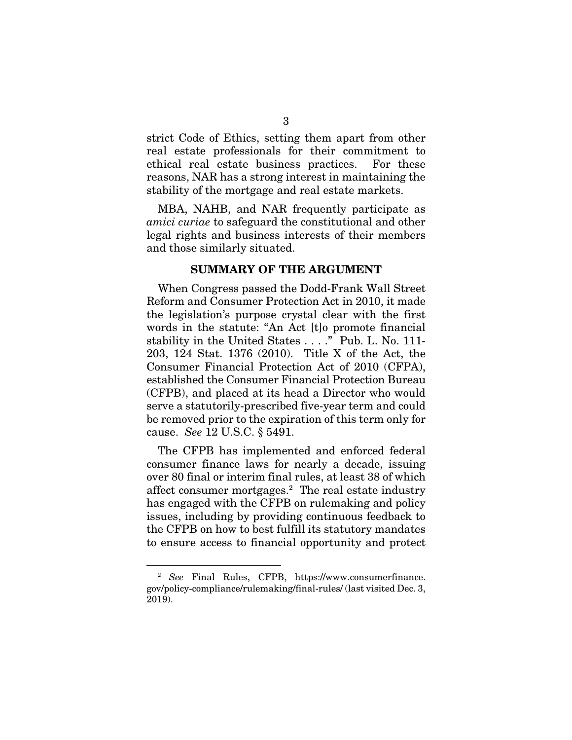strict Code of Ethics, setting them apart from other real estate professionals for their commitment to ethical real estate business practices. For these reasons, NAR has a strong interest in maintaining the stability of the mortgage and real estate markets.

MBA, NAHB, and NAR frequently participate as *amici curiae* to safeguard the constitutional and other legal rights and business interests of their members and those similarly situated.

## SUMMARY OF THE ARGUMENT

When Congress passed the Dodd-Frank Wall Street Reform and Consumer Protection Act in 2010, it made the legislation's purpose crystal clear with the first words in the statute: "An Act [t]o promote financial stability in the United States . . . ." Pub. L. No. 111-203, 124 Stat. 1376 (2010). Title X of the Act, the Consumer Financial Protection Act of 2010 (CFPA), established the Consumer Financial Protection Bureau (CFPB), and placed at its head a Director who would serve a statutorily-prescribed five-year term and could be removed prior to the expiration of this term only for cause. *See* 12 U.S.C. § 5491.

The CFPB has implemented and enforced federal consumer finance laws for nearly a decade, issuing over 80 final or interim final rules, at least 38 of which affect consumer mortgages.[2] The real estate industry has engaged with the CFPB on rulemaking and policy issues, including by providing continuous feedback to the CFPB on how to best fulfill its statutory mandates to ensure access to financial opportunity and protect

---

[2] *See* Final Rules, CFPB, https://www.consumerfinance.gov/policy-compliance/rulemaking/final-rules/ (last visited Dec. 3, 2019).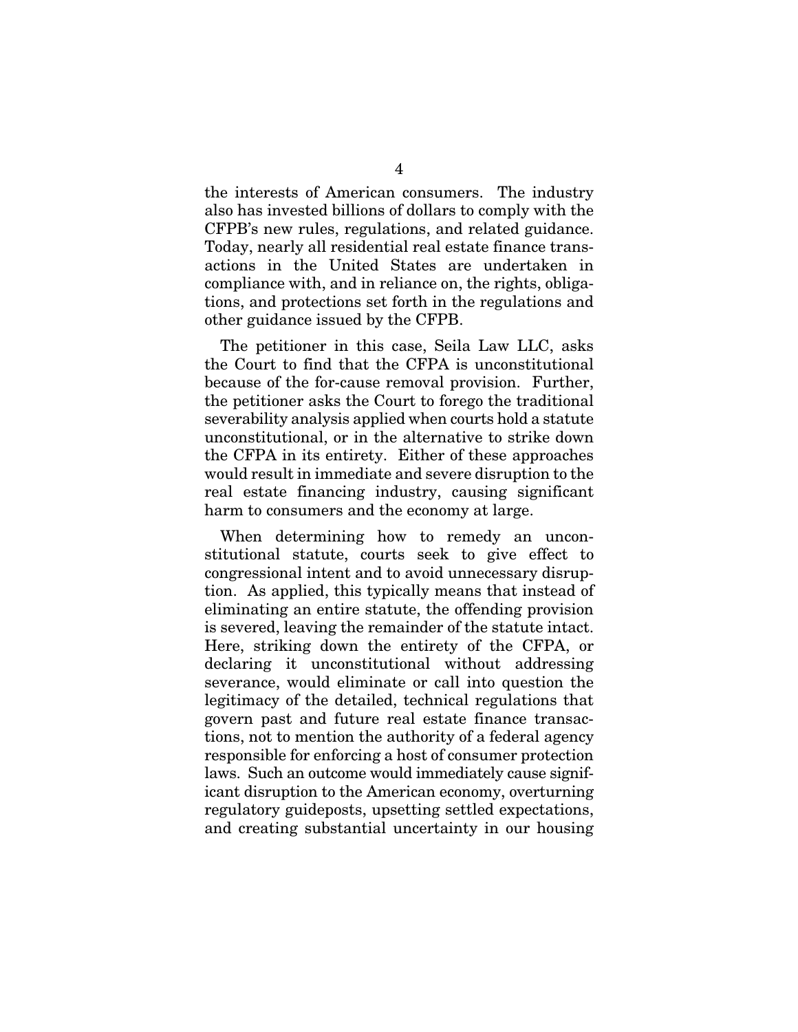the interests of American consumers. The industry also has invested billions of dollars to comply with the CFPB's new rules, regulations, and related guidance. Today, nearly all residential real estate finance transactions in the United States are undertaken in compliance with, and in reliance on, the rights, obligations, and protections set forth in the regulations and other guidance issued by the CFPB.

The petitioner in this case, Seila Law LLC, asks the Court to find that the CFPA is unconstitutional because of the for-cause removal provision. Further, the petitioner asks the Court to forego the traditional severability analysis applied when courts hold a statute unconstitutional, or in the alternative to strike down the CFPA in its entirety. Either of these approaches would result in immediate and severe disruption to the real estate financing industry, causing significant harm to consumers and the economy at large.

When determining how to remedy an unconstitutional statute, courts seek to give effect to congressional intent and to avoid unnecessary disruption. As applied, this typically means that instead of eliminating an entire statute, the offending provision is severed, leaving the remainder of the statute intact. Here, striking down the entirety of the CFPA, or declaring it unconstitutional without addressing severance, would eliminate or call into question the legitimacy of the detailed, technical regulations that govern past and future real estate finance transactions, not to mention the authority of a federal agency responsible for enforcing a host of consumer protection laws. Such an outcome would immediately cause significant disruption to the American economy, overturning regulatory guideposts, upsetting settled expectations, and creating substantial uncertainty in our housing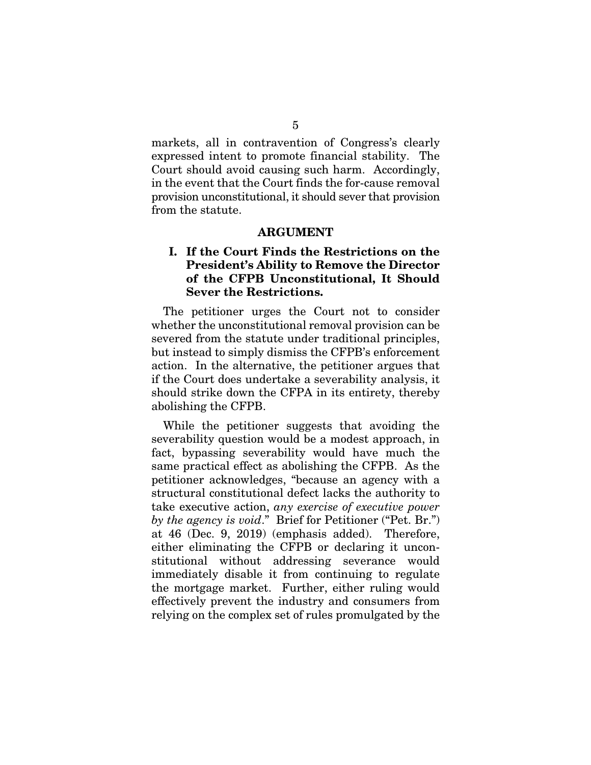markets, all in contravention of Congress's clearly expressed intent to promote financial stability. The Court should avoid causing such harm. Accordingly, in the event that the Court finds the for-cause removal provision unconstitutional, it should sever that provision from the statute.

## ARGUMENT

### I. If the Court Finds the Restrictions on the President's Ability to Remove the Director of the CFPB Unconstitutional, It Should Sever the Restrictions.

The petitioner urges the Court not to consider whether the unconstitutional removal provision can be severed from the statute under traditional principles, but instead to simply dismiss the CFPB's enforcement action. In the alternative, the petitioner argues that if the Court does undertake a severability analysis, it should strike down the CFPA in its entirety, thereby abolishing the CFPB.

While the petitioner suggests that avoiding the severability question would be a modest approach, in fact, bypassing severability would have much the same practical effect as abolishing the CFPB. As the petitioner acknowledges, "because an agency with a structural constitutional defect lacks the authority to take executive action, *any exercise of executive power by the agency is void*." Brief for Petitioner ("Pet. Br.") at 46 (Dec. 9, 2019) (emphasis added). Therefore, either eliminating the CFPB or declaring it unconstitutional without addressing severance would immediately disable it from continuing to regulate the mortgage market. Further, either ruling would effectively prevent the industry and consumers from relying on the complex set of rules promulgated by the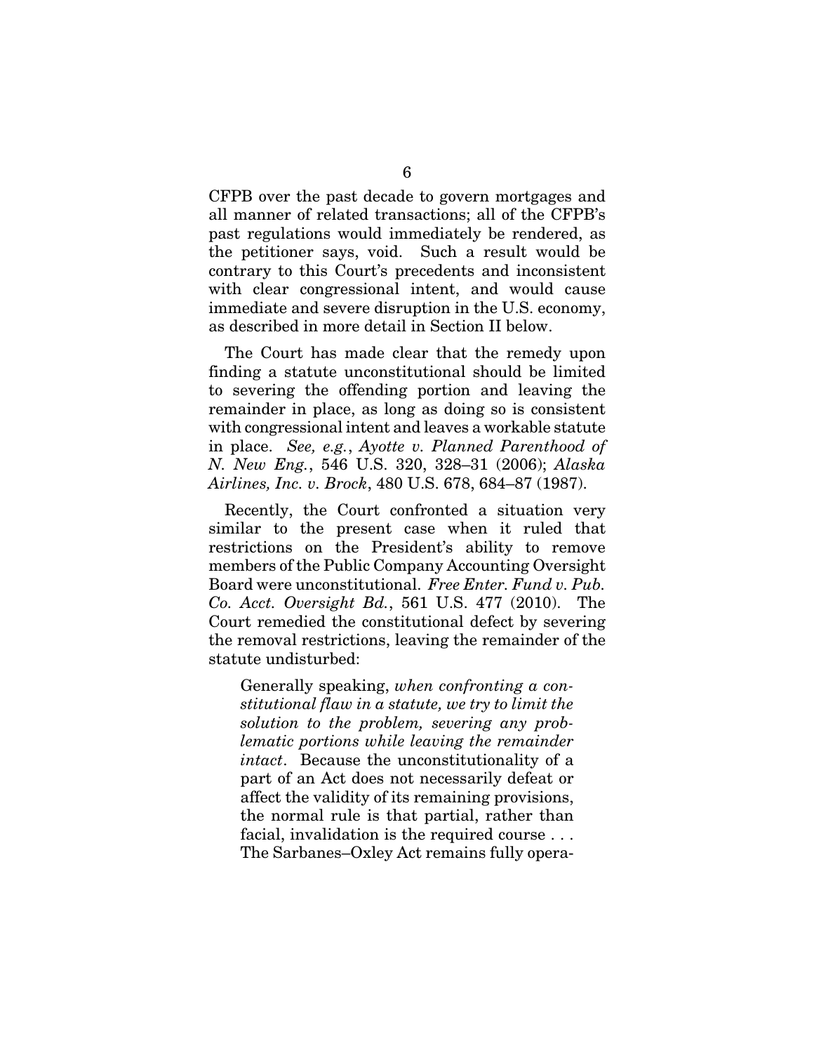CFPB over the past decade to govern mortgages and all manner of related transactions; all of the CFPB's past regulations would immediately be rendered, as the petitioner says, void. Such a result would be contrary to this Court's precedents and inconsistent with clear congressional intent, and would cause immediate and severe disruption in the U.S. economy, as described in more detail in Section II below.

The Court has made clear that the remedy upon finding a statute unconstitutional should be limited to severing the offending portion and leaving the remainder in place, as long as doing so is consistent with congressional intent and leaves a workable statute in place. *See, e.g.*, *Ayotte v. Planned Parenthood of N. New Eng.*, 546 U.S. 320, 328–31 (2006); *Alaska Airlines, Inc. v. Brock*, 480 U.S. 678, 684–87 (1987).

Recently, the Court confronted a situation very similar to the present case when it ruled that restrictions on the President's ability to remove members of the Public Company Accounting Oversight Board were unconstitutional. *Free Enter. Fund v. Pub. Co. Acct. Oversight Bd.*, 561 U.S. 477 (2010). The Court remedied the constitutional defect by severing the removal restrictions, leaving the remainder of the statute undisturbed:

> Generally speaking, *when confronting a constitutional flaw in a statute, we try to limit the solution to the problem, severing any problematic portions while leaving the remainder intact*. Because the unconstitutionality of a part of an Act does not necessarily defeat or affect the validity of its remaining provisions, the normal rule is that partial, rather than facial, invalidation is the required course . . . The Sarbanes–Oxley Act remains fully opera-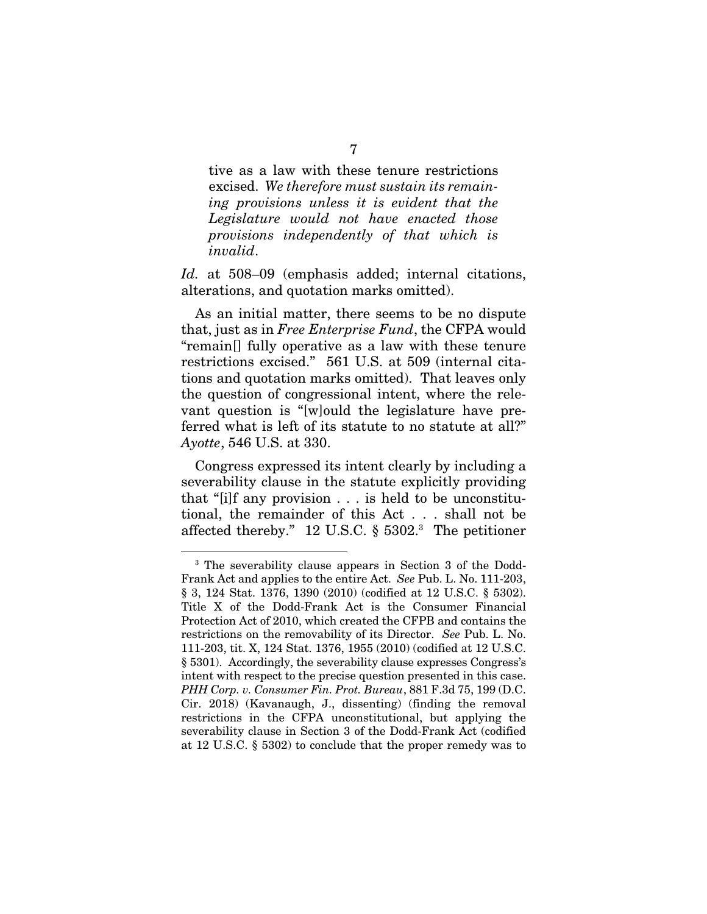> tive as a law with these tenure restrictions excised. *We therefore must sustain its remaining provisions unless it is evident that the Legislature would not have enacted those provisions independently of that which is invalid*.

*Id.* at 508–09 (emphasis added; internal citations, alterations, and quotation marks omitted).

As an initial matter, there seems to be no dispute that, just as in *Free Enterprise Fund*, the CFPA would "remain[] fully operative as a law with these tenure restrictions excised." 561 U.S. at 509 (internal citations and quotation marks omitted). That leaves only the question of congressional intent, where the relevant question is "[w]ould the legislature have preferred what is left of its statute to no statute at all?" *Ayotte*, 546 U.S. at 330.

Congress expressed its intent clearly by including a severability clause in the statute explicitly providing that "[i]f any provision . . . is held to be unconstitutional, the remainder of this Act . . . shall not be affected thereby." 12 U.S.C. § 5302.[3] The petitioner

---

[3] The severability clause appears in Section 3 of the Dodd-Frank Act and applies to the entire Act. *See* Pub. L. No. 111-203, § 3, 124 Stat. 1376, 1390 (2010) (codified at 12 U.S.C. § 5302). Title X of the Dodd-Frank Act is the Consumer Financial Protection Act of 2010, which created the CFPB and contains the restrictions on the removability of its Director. *See* Pub. L. No. 111-203, tit. X, 124 Stat. 1376, 1955 (2010) (codified at 12 U.S.C. § 5301). Accordingly, the severability clause expresses Congress's intent with respect to the precise question presented in this case. *PHH Corp. v. Consumer Fin. Prot. Bureau*, 881 F.3d 75, 199 (D.C. Cir. 2018) (Kavanaugh, J., dissenting) (finding the removal restrictions in the CFPA unconstitutional, but applying the severability clause in Section 3 of the Dodd-Frank Act (codified at 12 U.S.C. § 5302) to conclude that the proper remedy was to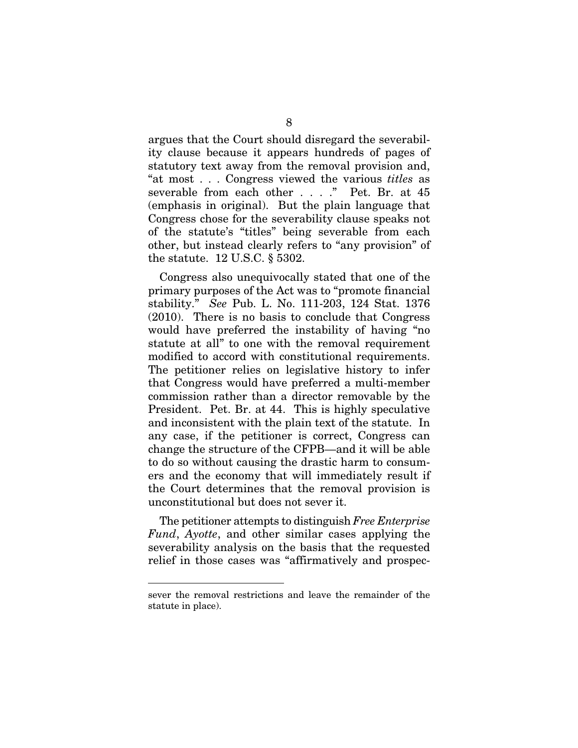argues that the Court should disregard the severability clause because it appears hundreds of pages of statutory text away from the removal provision and, "at most . . . Congress viewed the various *titles* as severable from each other . . . ." Pet. Br. at 45 (emphasis in original). But the plain language that Congress chose for the severability clause speaks not of the statute's "titles" being severable from each other, but instead clearly refers to "any provision" of the statute. 12 U.S.C. § 5302.

Congress also unequivocally stated that one of the primary purposes of the Act was to "promote financial stability." *See* Pub. L. No. 111-203, 124 Stat. 1376 (2010). There is no basis to conclude that Congress would have preferred the instability of having "no statute at all" to one with the removal requirement modified to accord with constitutional requirements. The petitioner relies on legislative history to infer that Congress would have preferred a multi-member commission rather than a director removable by the President. Pet. Br. at 44. This is highly speculative and inconsistent with the plain text of the statute. In any case, if the petitioner is correct, Congress can change the structure of the CFPB—and it will be able to do so without causing the drastic harm to consumers and the economy that will immediately result if the Court determines that the removal provision is unconstitutional but does not sever it.

The petitioner attempts to distinguish *Free Enterprise Fund*, *Ayotte*, and other similar cases applying the severability analysis on the basis that the requested relief in those cases was "affirmatively and prospec-

---

sever the removal restrictions and leave the remainder of the statute in place).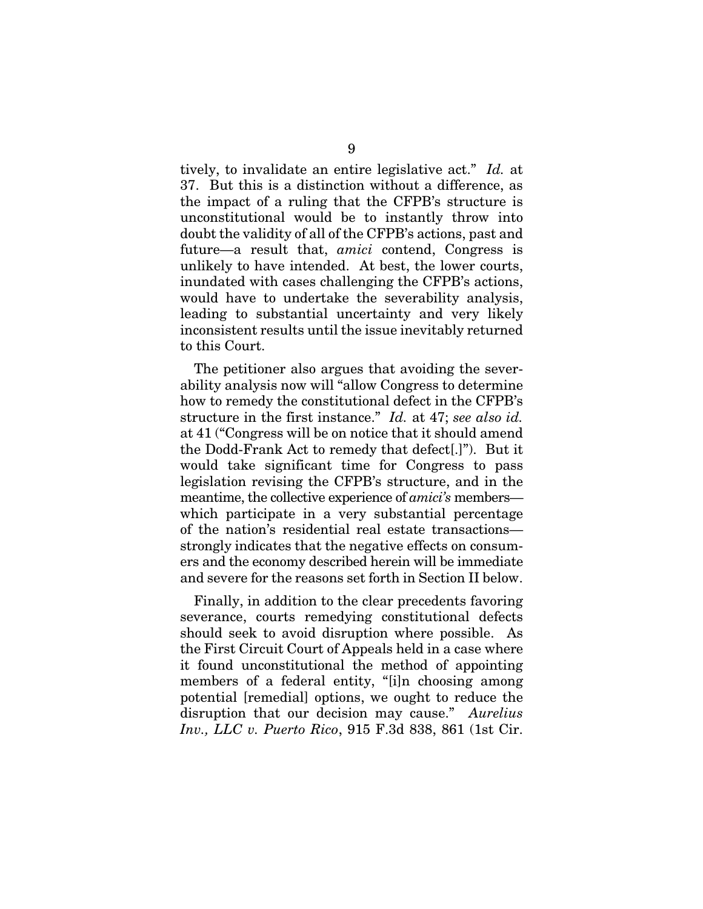tively, to invalidate an entire legislative act." *Id.* at 37. But this is a distinction without a difference, as the impact of a ruling that the CFPB's structure is unconstitutional would be to instantly throw into doubt the validity of all of the CFPB's actions, past and future—a result that, *amici* contend, Congress is unlikely to have intended. At best, the lower courts, inundated with cases challenging the CFPB's actions, would have to undertake the severability analysis, leading to substantial uncertainty and very likely inconsistent results until the issue inevitably returned to this Court.

The petitioner also argues that avoiding the severability analysis now will "allow Congress to determine how to remedy the constitutional defect in the CFPB's structure in the first instance." *Id.* at 47; *see also id.* at 41 ("Congress will be on notice that it should amend the Dodd-Frank Act to remedy that defect[.]"). But it would take significant time for Congress to pass legislation revising the CFPB's structure, and in the meantime, the collective experience of *amici's* members—which participate in a very substantial percentage of the nation's residential real estate transactions—strongly indicates that the negative effects on consumers and the economy described herein will be immediate and severe for the reasons set forth in Section II below.

Finally, in addition to the clear precedents favoring severance, courts remedying constitutional defects should seek to avoid disruption where possible. As the First Circuit Court of Appeals held in a case where it found unconstitutional the method of appointing members of a federal entity, "[i]n choosing among potential [remedial] options, we ought to reduce the disruption that our decision may cause." *Aurelius Inv., LLC v. Puerto Rico*, 915 F.3d 838, 861 (1st Cir.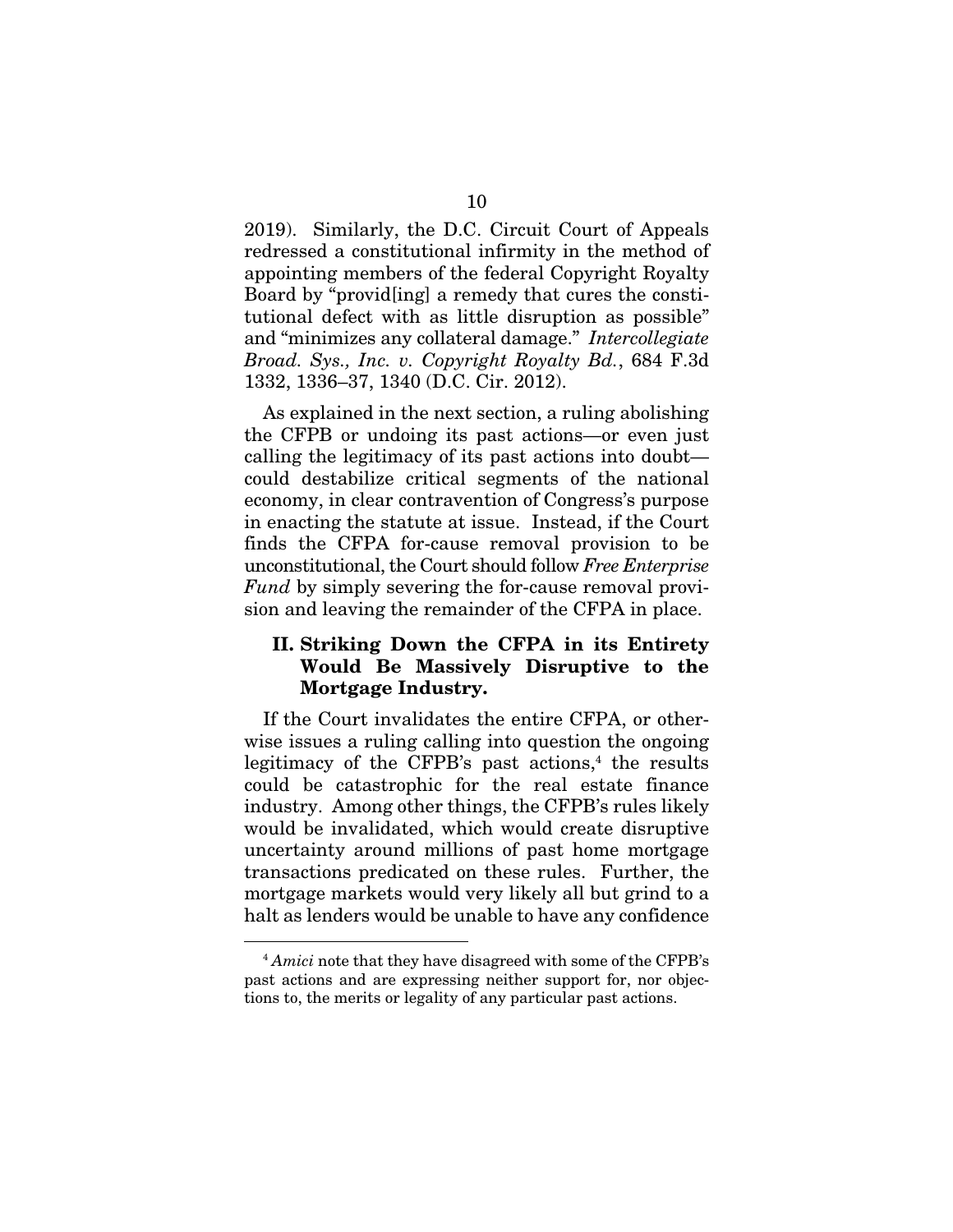2019). Similarly, the D.C. Circuit Court of Appeals redressed a constitutional infirmity in the method of appointing members of the federal Copyright Royalty Board by "provid[ing] a remedy that cures the constitutional defect with as little disruption as possible" and "minimizes any collateral damage." *Intercollegiate Broad. Sys., Inc. v. Copyright Royalty Bd.*, 684 F.3d 1332, 1336–37, 1340 (D.C. Cir. 2012).

As explained in the next section, a ruling abolishing the CFPB or undoing its past actions—or even just calling the legitimacy of its past actions into doubt—could destabilize critical segments of the national economy, in clear contravention of Congress's purpose in enacting the statute at issue. Instead, if the Court finds the CFPA for-cause removal provision to be unconstitutional, the Court should follow *Free Enterprise Fund* by simply severing the for-cause removal provision and leaving the remainder of the CFPA in place.

## II. Striking Down the CFPA in its Entirety Would Be Massively Disruptive to the Mortgage Industry.

If the Court invalidates the entire CFPA, or otherwise issues a ruling calling into question the ongoing legitimacy of the CFPB's past actions,[4] the results could be catastrophic for the real estate finance industry. Among other things, the CFPB's rules likely would be invalidated, which would create disruptive uncertainty around millions of past home mortgage transactions predicated on these rules. Further, the mortgage markets would very likely all but grind to a halt as lenders would be unable to have any confidence

[4] *Amici* note that they have disagreed with some of the CFPB's past actions and are expressing neither support for, nor objections to, the merits or legality of any particular past actions.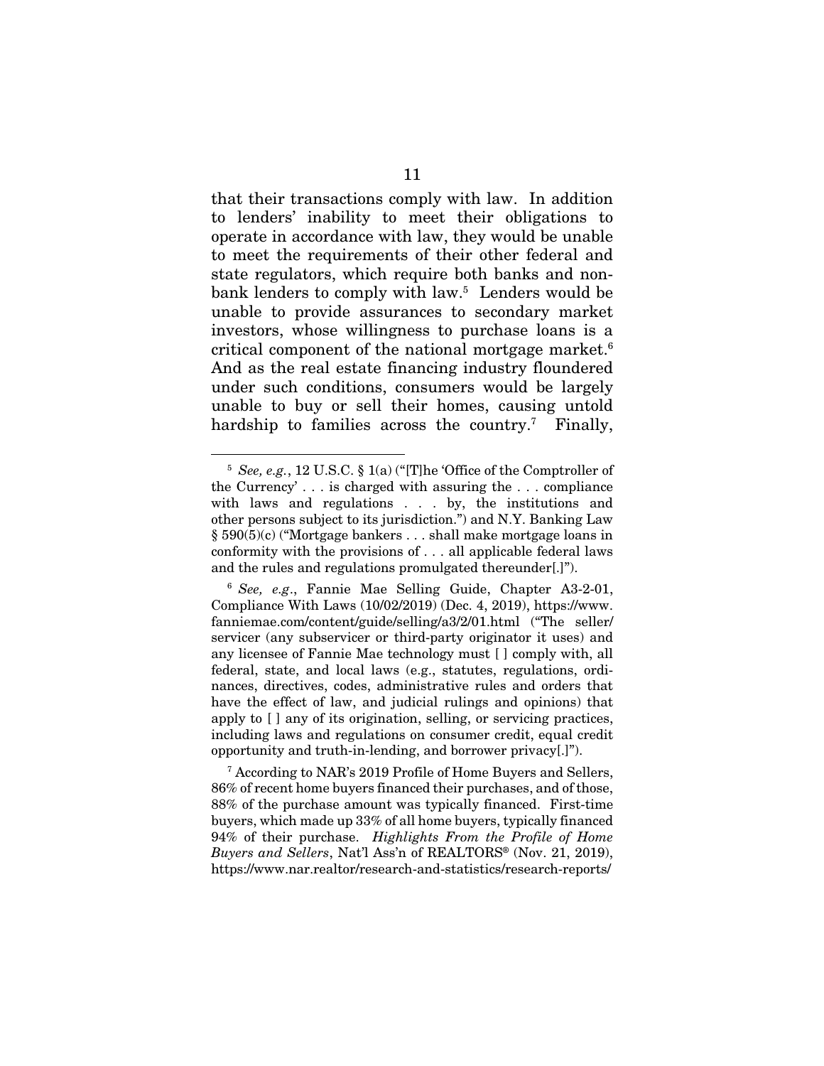that their transactions comply with law. In addition to lenders' inability to meet their obligations to operate in accordance with law, they would be unable to meet the requirements of their other federal and state regulators, which require both banks and non-bank lenders to comply with law.[5] Lenders would be unable to provide assurances to secondary market investors, whose willingness to purchase loans is a critical component of the national mortgage market.[6] And as the real estate financing industry floundered under such conditions, consumers would be largely unable to buy or sell their homes, causing untold hardship to families across the country.[7] Finally,

---

[5] *See, e.g.*, 12 U.S.C. § 1(a) ("[T]he 'Office of the Comptroller of the Currency' . . . is charged with assuring the . . . compliance with laws and regulations . . . by, the institutions and other persons subject to its jurisdiction.") and N.Y. Banking Law § 590(5)(c) ("Mortgage bankers . . . shall make mortgage loans in conformity with the provisions of . . . all applicable federal laws and the rules and regulations promulgated thereunder[.]").

[6] *See, e.g*., Fannie Mae Selling Guide, Chapter A3-2-01, Compliance With Laws (10/02/2019) (Dec. 4, 2019), https://www.fanniemae.com/content/guide/selling/a3/2/01.html ("The seller/servicer (any subservicer or third-party originator it uses) and any licensee of Fannie Mae technology must [ ] comply with, all federal, state, and local laws (e.g., statutes, regulations, ordinances, directives, codes, administrative rules and orders that have the effect of law, and judicial rulings and opinions) that apply to [ ] any of its origination, selling, or servicing practices, including laws and regulations on consumer credit, equal credit opportunity and truth-in-lending, and borrower privacy[.]").

[7] According to NAR's 2019 Profile of Home Buyers and Sellers, 86% of recent home buyers financed their purchases, and of those, 88% of the purchase amount was typically financed. First-time buyers, which made up 33% of all home buyers, typically financed 94% of their purchase. *Highlights From the Profile of Home Buyers and Sellers*, Nat'l Ass'n of REALTORS® (Nov. 21, 2019), https://www.nar.realtor/research-and-statistics/research-reports/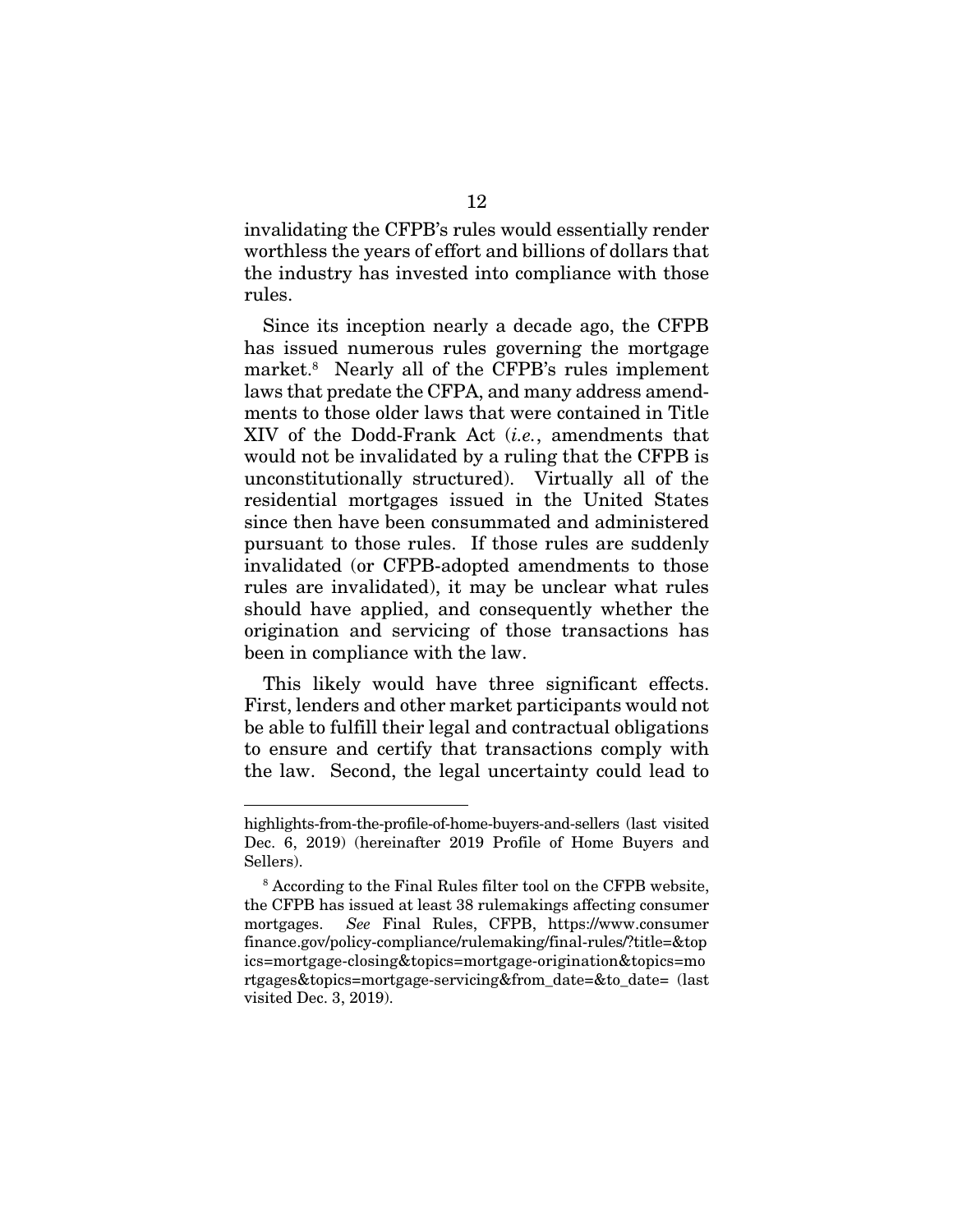invalidating the CFPB's rules would essentially render worthless the years of effort and billions of dollars that the industry has invested into compliance with those rules.

Since its inception nearly a decade ago, the CFPB has issued numerous rules governing the mortgage market.[8] Nearly all of the CFPB's rules implement laws that predate the CFPA, and many address amendments to those older laws that were contained in Title XIV of the Dodd-Frank Act (*i.e.*, amendments that would not be invalidated by a ruling that the CFPB is unconstitutionally structured). Virtually all of the residential mortgages issued in the United States since then have been consummated and administered pursuant to those rules. If those rules are suddenly invalidated (or CFPB-adopted amendments to those rules are invalidated), it may be unclear what rules should have applied, and consequently whether the origination and servicing of those transactions has been in compliance with the law.

This likely would have three significant effects. First, lenders and other market participants would not be able to fulfill their legal and contractual obligations to ensure and certify that transactions comply with the law. Second, the legal uncertainty could lead to

---

highlights-from-the-profile-of-home-buyers-and-sellers (last visited Dec. 6, 2019) (hereinafter 2019 Profile of Home Buyers and Sellers).

[8] According to the Final Rules filter tool on the CFPB website, the CFPB has issued at least 38 rulemakings affecting consumer mortgages. *See* Final Rules, CFPB, https://www.consumerfinance.gov/policy-compliance/rulemaking/final-rules/?title=&topics=mortgage-closing&topics=mortgage-origination&topics=mortgages&topics=mortgage-servicing&from_date=&to_date= (last visited Dec. 3, 2019).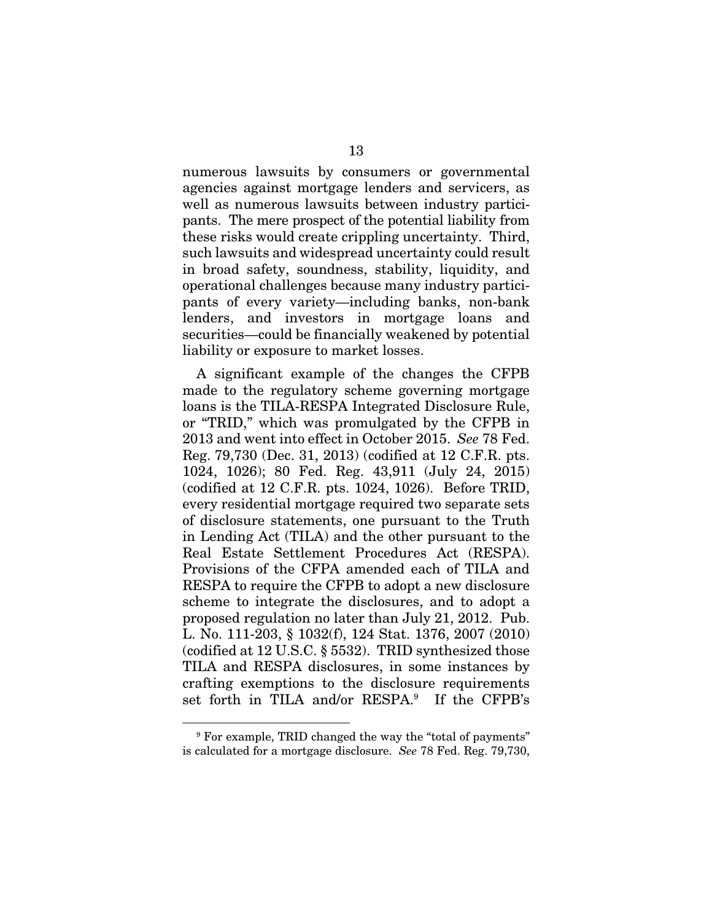numerous lawsuits by consumers or governmental agencies against mortgage lenders and servicers, as well as numerous lawsuits between industry participants. The mere prospect of the potential liability from these risks would create crippling uncertainty. Third, such lawsuits and widespread uncertainty could result in broad safety, soundness, stability, liquidity, and operational challenges because many industry participants of every variety—including banks, non-bank lenders, and investors in mortgage loans and securities—could be financially weakened by potential liability or exposure to market losses.

A significant example of the changes the CFPB made to the regulatory scheme governing mortgage loans is the TILA-RESPA Integrated Disclosure Rule, or "TRID," which was promulgated by the CFPB in 2013 and went into effect in October 2015. *See* 78 Fed. Reg. 79,730 (Dec. 31, 2013) (codified at 12 C.F.R. pts. 1024, 1026); 80 Fed. Reg. 43,911 (July 24, 2015) (codified at 12 C.F.R. pts. 1024, 1026). Before TRID, every residential mortgage required two separate sets of disclosure statements, one pursuant to the Truth in Lending Act (TILA) and the other pursuant to the Real Estate Settlement Procedures Act (RESPA). Provisions of the CFPA amended each of TILA and RESPA to require the CFPB to adopt a new disclosure scheme to integrate the disclosures, and to adopt a proposed regulation no later than July 21, 2012. Pub. L. No. 111-203, § 1032(f), 124 Stat. 1376, 2007 (2010) (codified at 12 U.S.C. § 5532). TRID synthesized those TILA and RESPA disclosures, in some instances by crafting exemptions to the disclosure requirements set forth in TILA and/or RESPA.[9] If the CFPB's

[9] For example, TRID changed the way the "total of payments" is calculated for a mortgage disclosure. *See* 78 Fed. Reg. 79,730,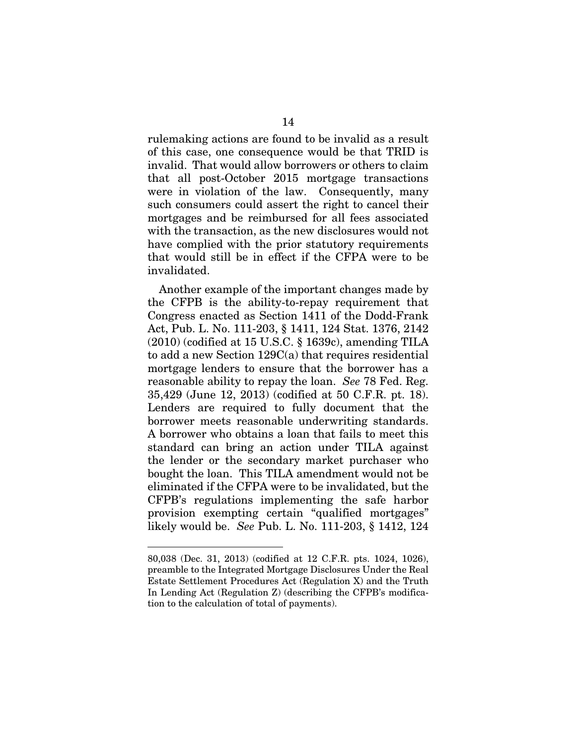rulemaking actions are found to be invalid as a result of this case, one consequence would be that TRID is invalid. That would allow borrowers or others to claim that all post-October 2015 mortgage transactions were in violation of the law. Consequently, many such consumers could assert the right to cancel their mortgages and be reimbursed for all fees associated with the transaction, as the new disclosures would not have complied with the prior statutory requirements that would still be in effect if the CFPA were to be invalidated.

Another example of the important changes made by the CFPB is the ability-to-repay requirement that Congress enacted as Section 1411 of the Dodd-Frank Act, Pub. L. No. 111-203, § 1411, 124 Stat. 1376, 2142 (2010) (codified at 15 U.S.C. § 1639c), amending TILA to add a new Section 129C(a) that requires residential mortgage lenders to ensure that the borrower has a reasonable ability to repay the loan. *See* 78 Fed. Reg. 35,429 (June 12, 2013) (codified at 50 C.F.R. pt. 18). Lenders are required to fully document that the borrower meets reasonable underwriting standards. A borrower who obtains a loan that fails to meet this standard can bring an action under TILA against the lender or the secondary market purchaser who bought the loan. This TILA amendment would not be eliminated if the CFPA were to be invalidated, but the CFPB's regulations implementing the safe harbor provision exempting certain "qualified mortgages" likely would be. *See* Pub. L. No. 111-203, § 1412, 124

---

80,038 (Dec. 31, 2013) (codified at 12 C.F.R. pts. 1024, 1026), preamble to the Integrated Mortgage Disclosures Under the Real Estate Settlement Procedures Act (Regulation X) and the Truth In Lending Act (Regulation Z) (describing the CFPB's modification to the calculation of total of payments).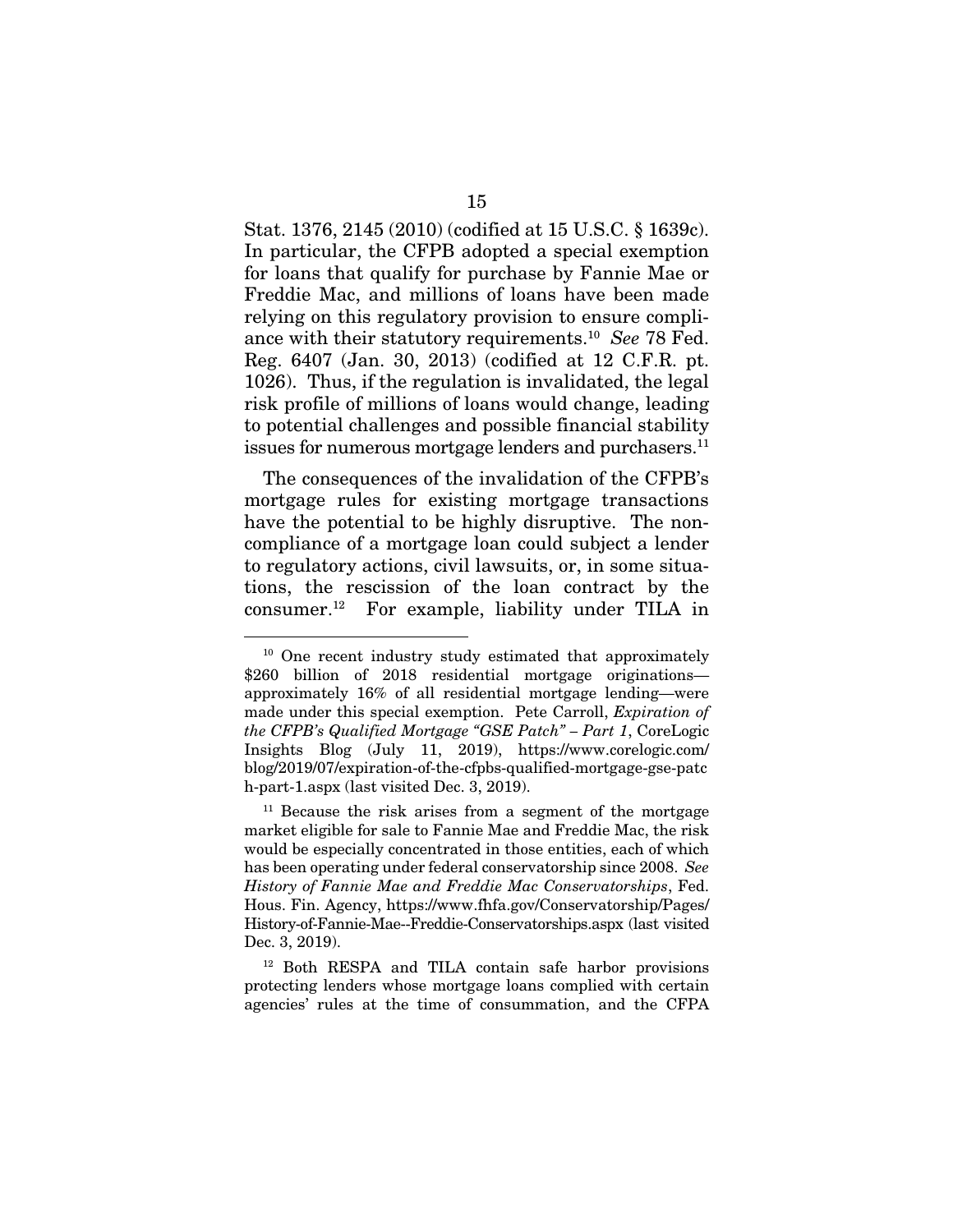Stat. 1376, 2145 (2010) (codified at 15 U.S.C. § 1639c). In particular, the CFPB adopted a special exemption for loans that qualify for purchase by Fannie Mae or Freddie Mac, and millions of loans have been made relying on this regulatory provision to ensure compliance with their statutory requirements.[10] *See* 78 Fed. Reg. 6407 (Jan. 30, 2013) (codified at 12 C.F.R. pt. 1026). Thus, if the regulation is invalidated, the legal risk profile of millions of loans would change, leading to potential challenges and possible financial stability issues for numerous mortgage lenders and purchasers.[11]

The consequences of the invalidation of the CFPB's mortgage rules for existing mortgage transactions have the potential to be highly disruptive. The noncompliance of a mortgage loan could subject a lender to regulatory actions, civil lawsuits, or, in some situations, the rescission of the loan contract by the consumer.[12] For example, liability under TILA in

---

[10] One recent industry study estimated that approximately $260 billion of 2018 residential mortgage originations—approximately 16% of all residential mortgage lending—were made under this special exemption. Pete Carroll, *Expiration of the CFPB's Qualified Mortgage "GSE Patch" – Part 1*, CoreLogic Insights Blog (July 11, 2019), https://www.corelogic.com/blog/2019/07/expiration-of-the-cfpbs-qualified-mortgage-gse-patch-part-1.aspx (last visited Dec. 3, 2019).

[11] Because the risk arises from a segment of the mortgage market eligible for sale to Fannie Mae and Freddie Mac, the risk would be especially concentrated in those entities, each of which has been operating under federal conservatorship since 2008. *See History of Fannie Mae and Freddie Mac Conservatorships*, Fed. Hous. Fin. Agency, https://www.fhfa.gov/Conservatorship/Pages/History-of-Fannie-Mae--Freddie-Conservatorships.aspx (last visited Dec. 3, 2019).

[12] Both RESPA and TILA contain safe harbor provisions protecting lenders whose mortgage loans complied with certain agencies' rules at the time of consummation, and the CFPA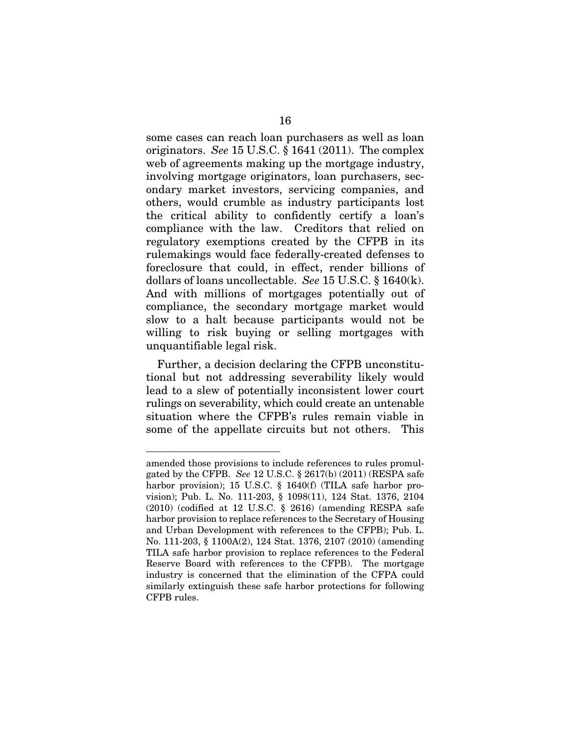some cases can reach loan purchasers as well as loan originators. *See* 15 U.S.C. § 1641 (2011). The complex web of agreements making up the mortgage industry, involving mortgage originators, loan purchasers, secondary market investors, servicing companies, and others, would crumble as industry participants lost the critical ability to confidently certify a loan's compliance with the law. Creditors that relied on regulatory exemptions created by the CFPB in its rulemakings would face federally-created defenses to foreclosure that could, in effect, render billions of dollars of loans uncollectable. *See* 15 U.S.C. § 1640(k). And with millions of mortgages potentially out of compliance, the secondary mortgage market would slow to a halt because participants would not be willing to risk buying or selling mortgages with unquantifiable legal risk.

Further, a decision declaring the CFPB unconstitutional but not addressing severability likely would lead to a slew of potentially inconsistent lower court rulings on severability, which could create an untenable situation where the CFPB's rules remain viable in some of the appellate circuits but not others. This

---

amended those provisions to include references to rules promulgated by the CFPB. *See* 12 U.S.C. § 2617(b) (2011) (RESPA safe harbor provision); 15 U.S.C. § 1640(f) (TILA safe harbor provision); Pub. L. No. 111-203, § 1098(11), 124 Stat. 1376, 2104 (2010) (codified at 12 U.S.C. § 2616) (amending RESPA safe harbor provision to replace references to the Secretary of Housing and Urban Development with references to the CFPB); Pub. L. No. 111-203, § 1100A(2), 124 Stat. 1376, 2107 (2010) (amending TILA safe harbor provision to replace references to the Federal Reserve Board with references to the CFPB). The mortgage industry is concerned that the elimination of the CFPA could similarly extinguish these safe harbor protections for following CFPB rules.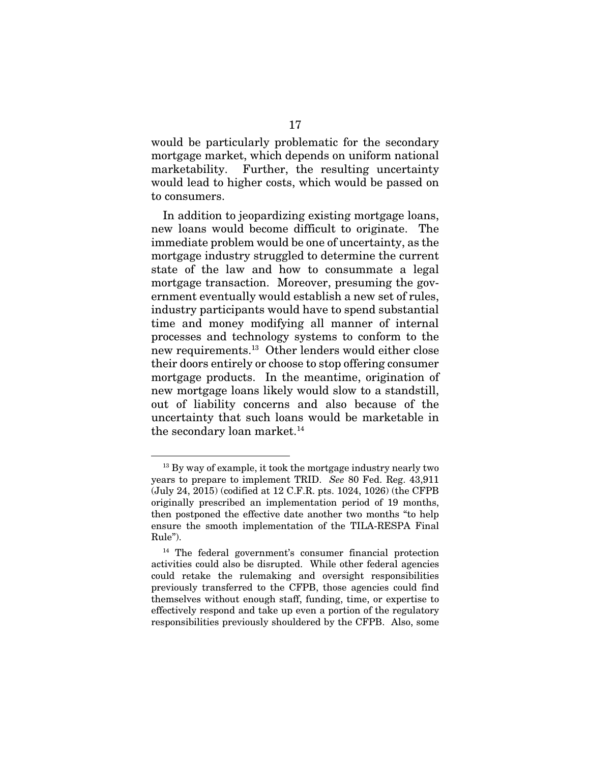would be particularly problematic for the secondary mortgage market, which depends on uniform national marketability. Further, the resulting uncertainty would lead to higher costs, which would be passed on to consumers.

In addition to jeopardizing existing mortgage loans, new loans would become difficult to originate. The immediate problem would be one of uncertainty, as the mortgage industry struggled to determine the current state of the law and how to consummate a legal mortgage transaction. Moreover, presuming the government eventually would establish a new set of rules, industry participants would have to spend substantial time and money modifying all manner of internal processes and technology systems to conform to the new requirements.[13] Other lenders would either close their doors entirely or choose to stop offering consumer mortgage products. In the meantime, origination of new mortgage loans likely would slow to a standstill, out of liability concerns and also because of the uncertainty that such loans would be marketable in the secondary loan market.[14]

---

[13] By way of example, it took the mortgage industry nearly two years to prepare to implement TRID. *See* 80 Fed. Reg. 43,911 (July 24, 2015) (codified at 12 C.F.R. pts. 1024, 1026) (the CFPB originally prescribed an implementation period of 19 months, then postponed the effective date another two months "to help ensure the smooth implementation of the TILA-RESPA Final Rule").

[14] The federal government's consumer financial protection activities could also be disrupted. While other federal agencies could retake the rulemaking and oversight responsibilities previously transferred to the CFPB, those agencies could find themselves without enough staff, funding, time, or expertise to effectively respond and take up even a portion of the regulatory responsibilities previously shouldered by the CFPB. Also, some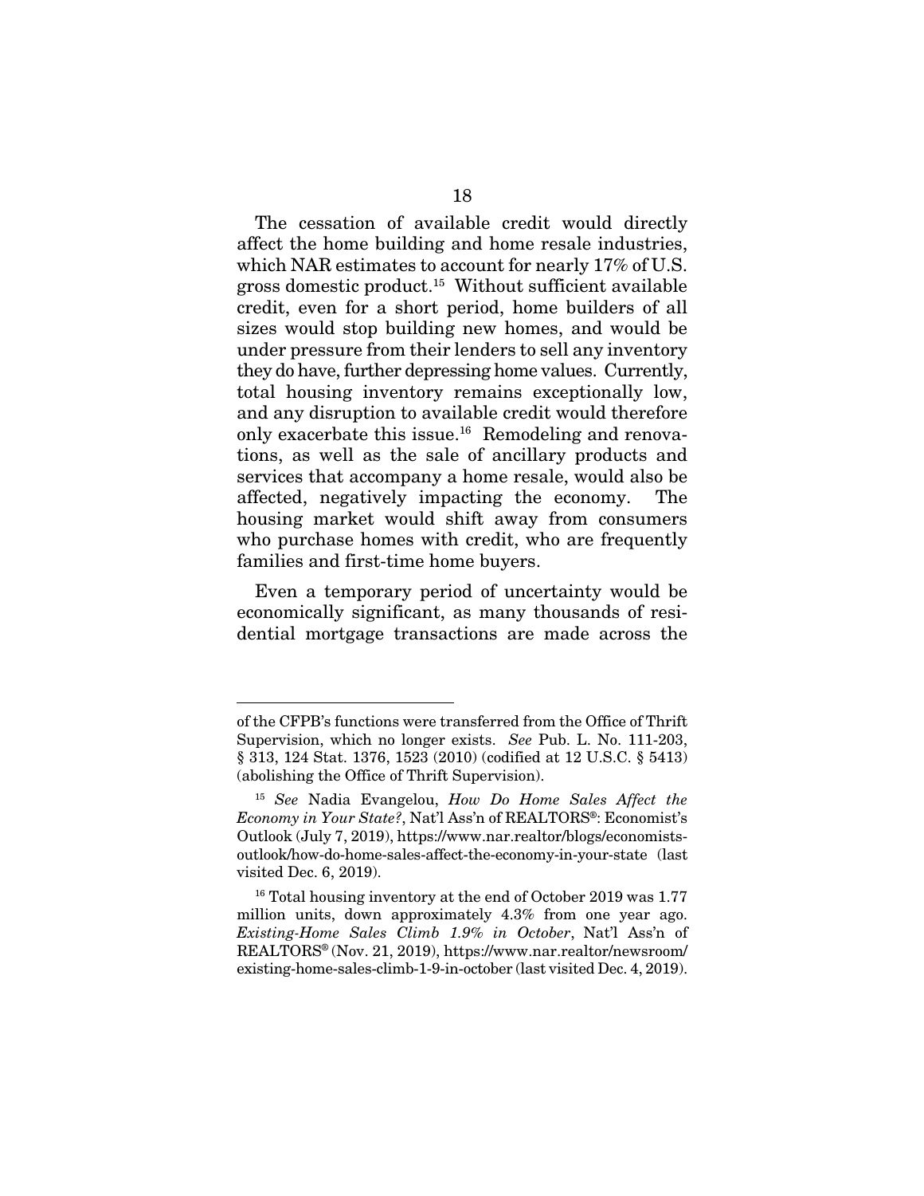The cessation of available credit would directly affect the home building and home resale industries, which NAR estimates to account for nearly 17% of U.S. gross domestic product.[15] Without sufficient available credit, even for a short period, home builders of all sizes would stop building new homes, and would be under pressure from their lenders to sell any inventory they do have, further depressing home values. Currently, total housing inventory remains exceptionally low, and any disruption to available credit would therefore only exacerbate this issue.[16] Remodeling and renovations, as well as the sale of ancillary products and services that accompany a home resale, would also be affected, negatively impacting the economy. The housing market would shift away from consumers who purchase homes with credit, who are frequently families and first-time home buyers.

Even a temporary period of uncertainty would be economically significant, as many thousands of residential mortgage transactions are made across the

---

of the CFPB's functions were transferred from the Office of Thrift Supervision, which no longer exists. *See* Pub. L. No. 111-203, § 313, 124 Stat. 1376, 1523 (2010) (codified at 12 U.S.C. § 5413) (abolishing the Office of Thrift Supervision).

[15] *See* Nadia Evangelou, *How Do Home Sales Affect the Economy in Your State?*, Nat'l Ass'n of REALTORS®: Economist's Outlook (July 7, 2019), https://www.nar.realtor/blogs/economists-outlook/how-do-home-sales-affect-the-economy-in-your-state (last visited Dec. 6, 2019).

[16] Total housing inventory at the end of October 2019 was 1.77 million units, down approximately 4.3% from one year ago. *Existing-Home Sales Climb 1.9% in October*, Nat'l Ass'n of REALTORS® (Nov. 21, 2019), https://www.nar.realtor/newsroom/existing-home-sales-climb-1-9-in-october (last visited Dec. 4, 2019).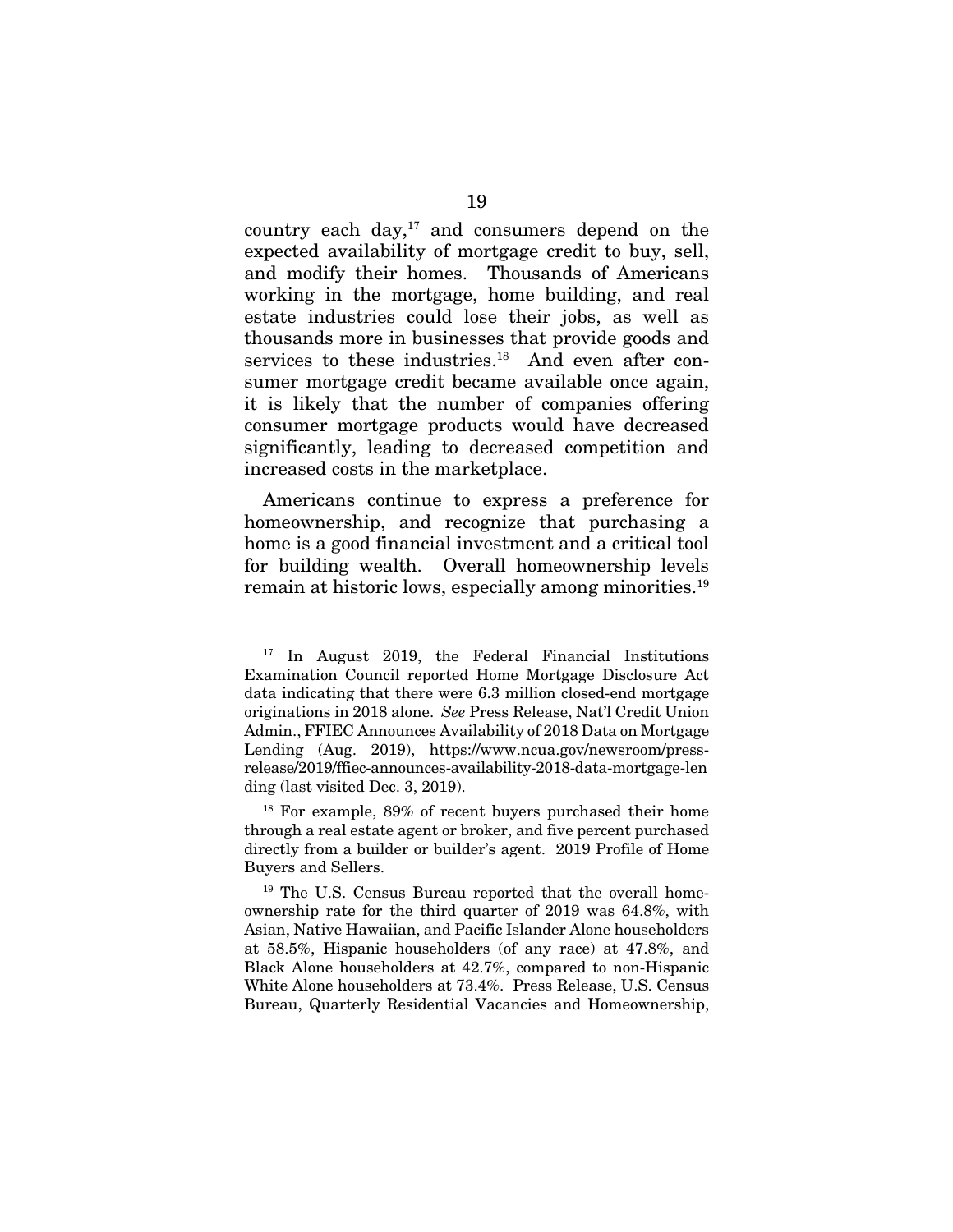country each day,[17] and consumers depend on the expected availability of mortgage credit to buy, sell, and modify their homes. Thousands of Americans working in the mortgage, home building, and real estate industries could lose their jobs, as well as thousands more in businesses that provide goods and services to these industries.[18] And even after consumer mortgage credit became available once again, it is likely that the number of companies offering consumer mortgage products would have decreased significantly, leading to decreased competition and increased costs in the marketplace.

Americans continue to express a preference for homeownership, and recognize that purchasing a home is a good financial investment and a critical tool for building wealth. Overall homeownership levels remain at historic lows, especially among minorities.[19]

---

[17] In August 2019, the Federal Financial Institutions Examination Council reported Home Mortgage Disclosure Act data indicating that there were 6.3 million closed-end mortgage originations in 2018 alone. *See* Press Release, Nat'l Credit Union Admin., FFIEC Announces Availability of 2018 Data on Mortgage Lending (Aug. 2019), https://www.ncua.gov/newsroom/press-release/2019/ffiec-announces-availability-2018-data-mortgage-lending (last visited Dec. 3, 2019).

[18] For example, 89% of recent buyers purchased their home through a real estate agent or broker, and five percent purchased directly from a builder or builder's agent. 2019 Profile of Home Buyers and Sellers.

[19] The U.S. Census Bureau reported that the overall homeownership rate for the third quarter of 2019 was 64.8%, with Asian, Native Hawaiian, and Pacific Islander Alone householders at 58.5%, Hispanic householders (of any race) at 47.8%, and Black Alone householders at 42.7%, compared to non-Hispanic White Alone householders at 73.4%. Press Release, U.S. Census Bureau, Quarterly Residential Vacancies and Homeownership,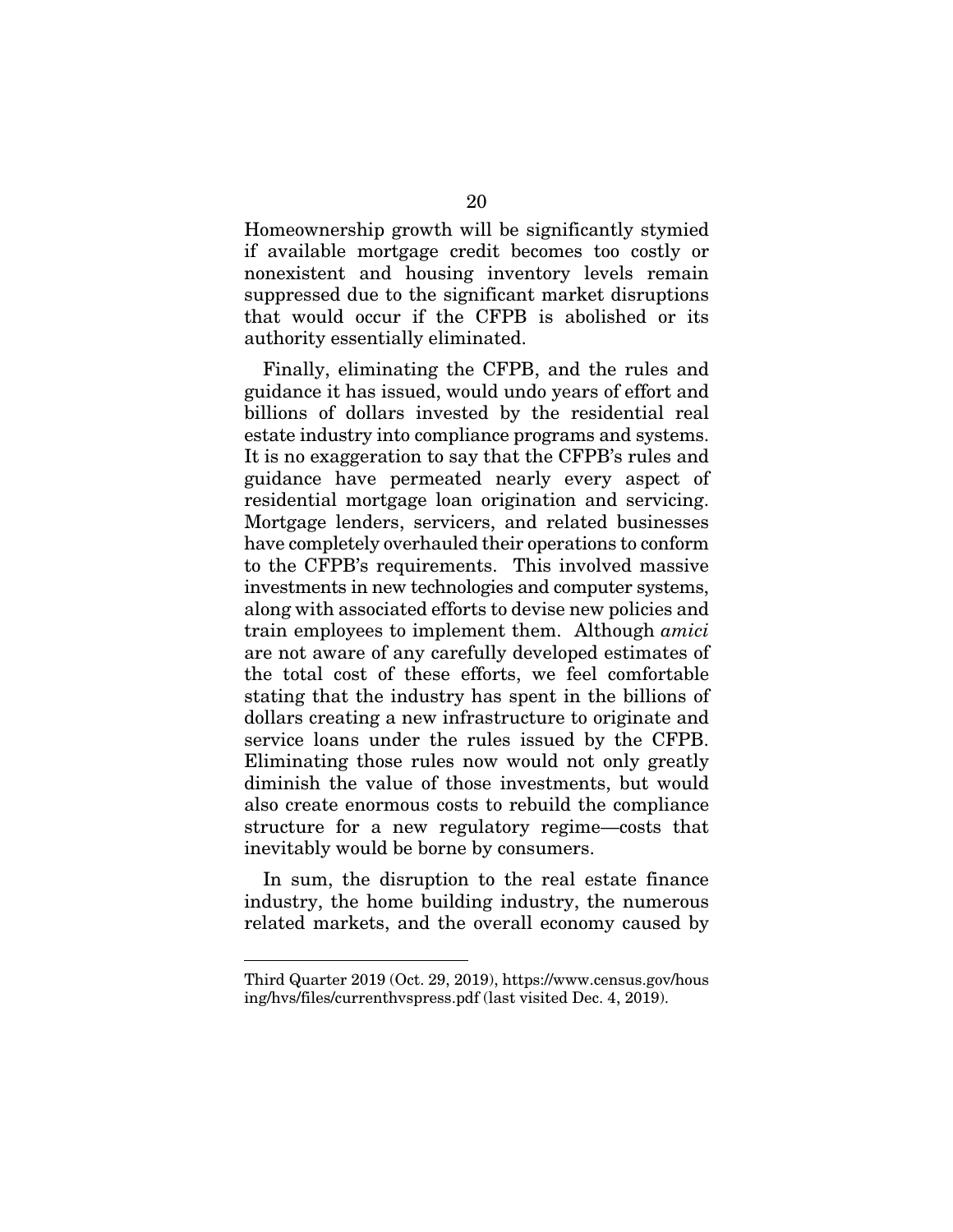Homeownership growth will be significantly stymied if available mortgage credit becomes too costly or nonexistent and housing inventory levels remain suppressed due to the significant market disruptions that would occur if the CFPB is abolished or its authority essentially eliminated.

Finally, eliminating the CFPB, and the rules and guidance it has issued, would undo years of effort and billions of dollars invested by the residential real estate industry into compliance programs and systems. It is no exaggeration to say that the CFPB's rules and guidance have permeated nearly every aspect of residential mortgage loan origination and servicing. Mortgage lenders, servicers, and related businesses have completely overhauled their operations to conform to the CFPB's requirements. This involved massive investments in new technologies and computer systems, along with associated efforts to devise new policies and train employees to implement them. Although *amici* are not aware of any carefully developed estimates of the total cost of these efforts, we feel comfortable stating that the industry has spent in the billions of dollars creating a new infrastructure to originate and service loans under the rules issued by the CFPB. Eliminating those rules now would not only greatly diminish the value of those investments, but would also create enormous costs to rebuild the compliance structure for a new regulatory regime—costs that inevitably would be borne by consumers.

In sum, the disruption to the real estate finance industry, the home building industry, the numerous related markets, and the overall economy caused by

---

Third Quarter 2019 (Oct. 29, 2019), https://www.census.gov/housing/hvs/files/currenthvspress.pdf (last visited Dec. 4, 2019).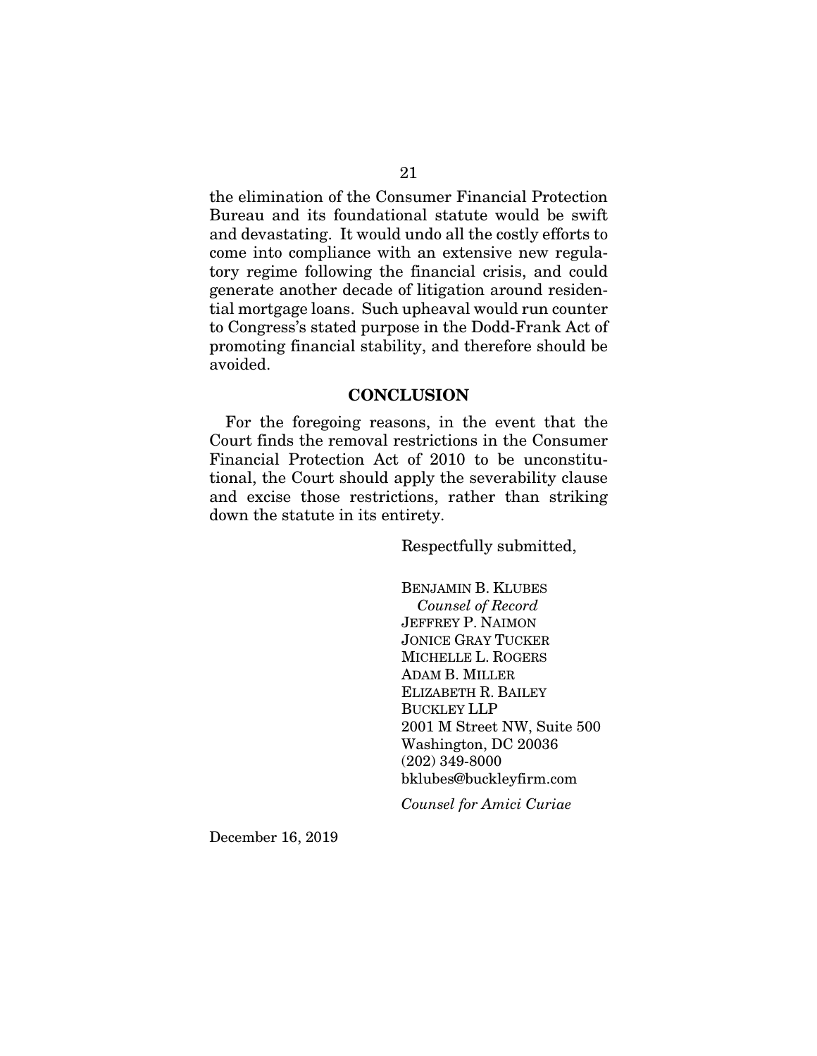the elimination of the Consumer Financial Protection Bureau and its foundational statute would be swift and devastating. It would undo all the costly efforts to come into compliance with an extensive new regulatory regime following the financial crisis, and could generate another decade of litigation around residential mortgage loans. Such upheaval would run counter to Congress's stated purpose in the Dodd-Frank Act of promoting financial stability, and therefore should be avoided.

## CONCLUSION

For the foregoing reasons, in the event that the Court finds the removal restrictions in the Consumer Financial Protection Act of 2010 to be unconstitutional, the Court should apply the severability clause and excise those restrictions, rather than striking down the statute in its entirety.

Respectfully submitted,

BENJAMIN B. KLUBES
*Counsel of Record*
JEFFREY P. NAIMON
JONICE GRAY TUCKER
MICHELLE L. ROGERS
ADAM B. MILLER
ELIZABETH R. BAILEY
BUCKLEY LLP
2001 M Street NW, Suite 500
Washington, DC 20036
(202) 349-8000
bklubes@buckleyfirm.com

*Counsel for Amici Curiae*

December 16, 2019